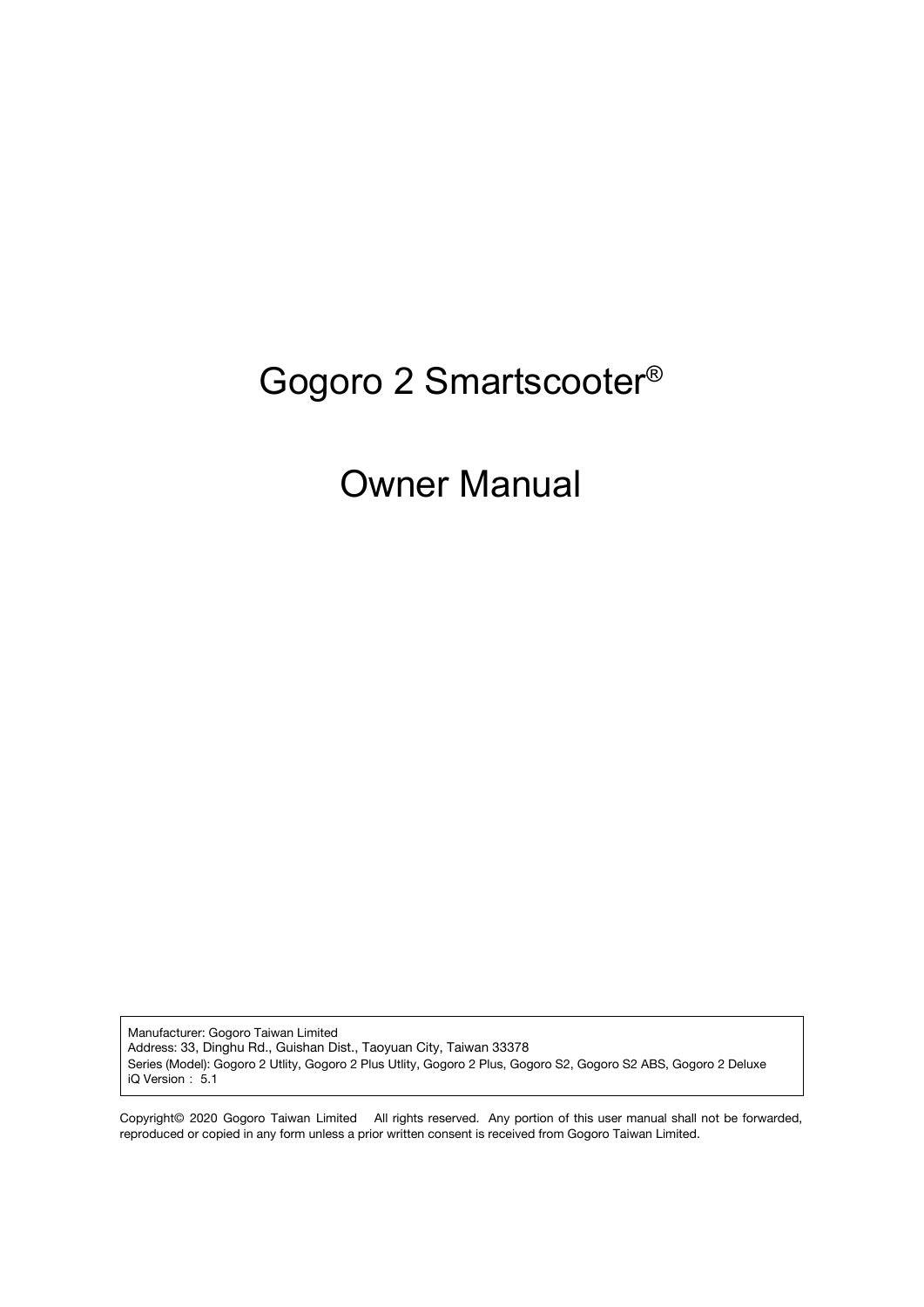# Gogoro 2 Smartscooter®

# Owner Manual

Manufacturer: Gogoro Taiwan Limited
Address: 33, Dinghu Rd., Guishan Dist., Taoyuan City, Taiwan 33378
Series (Model): Gogoro 2 Utlity, Gogoro 2 Plus Utlity, Gogoro 2 Plus, Gogoro S2, Gogoro S2 ABS, Gogoro 2 Deluxe
iQ Version：5.1

Copyright© 2020 Gogoro Taiwan Limited All rights reserved. Any portion of this user manual shall not be forwarded, reproduced or copied in any form unless a prior written consent is received from Gogoro Taiwan Limited.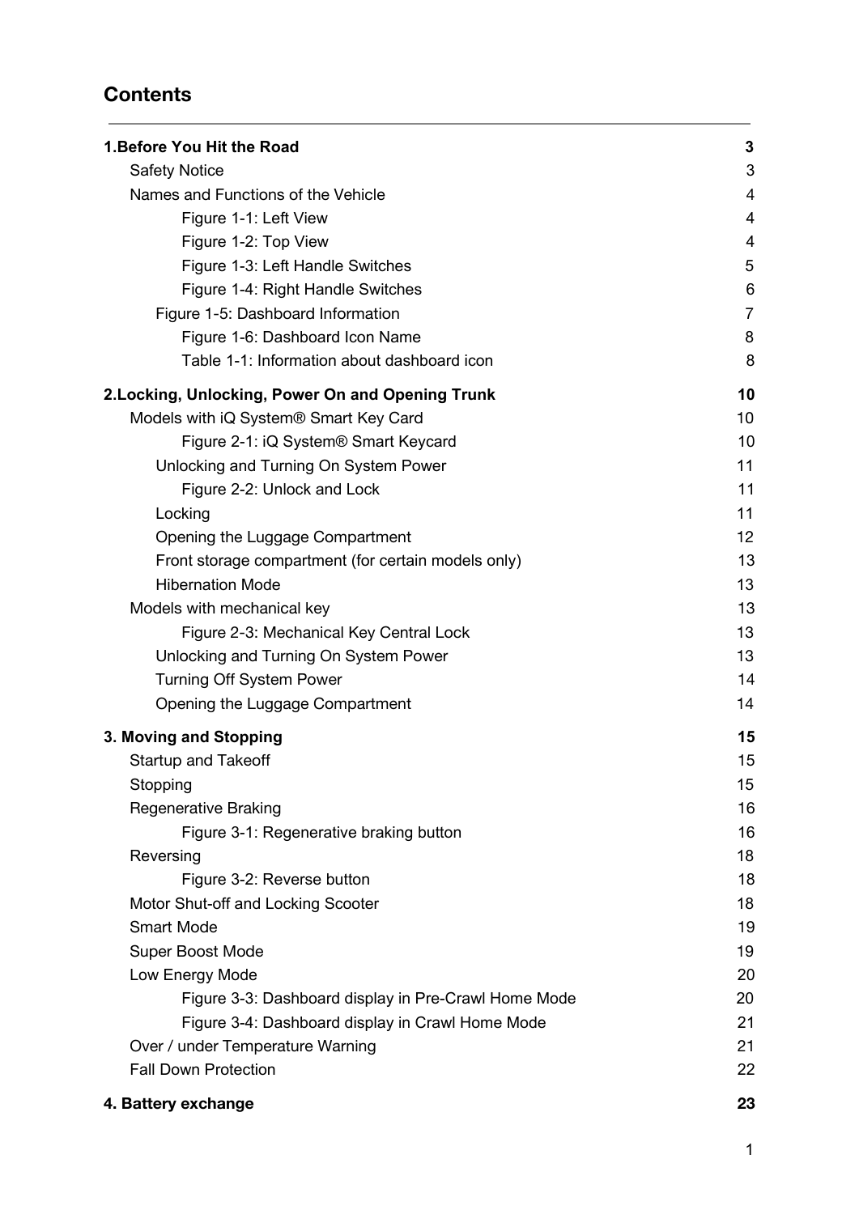## Contents

| | |
|---|---|
| **1.Before You Hit the Road** | **3** |
| Safety Notice | 3 |
| Names and Functions of the Vehicle | 4 |
| Figure 1-1: Left View | 4 |
| Figure 1-2: Top View | 4 |
| Figure 1-3: Left Handle Switches | 5 |
| Figure 1-4: Right Handle Switches | 6 |
| Figure 1-5: Dashboard Information | 7 |
| Figure 1-6: Dashboard Icon Name | 8 |
| Table 1-1: Information about dashboard icon | 8 |
| **2.Locking, Unlocking, Power On and Opening Trunk** | **10** |
| Models with iQ System® Smart Key Card | 10 |
| Figure 2-1: iQ System® Smart Keycard | 10 |
| Unlocking and Turning On System Power | 11 |
| Figure 2-2: Unlock and Lock | 11 |
| Locking | 11 |
| Opening the Luggage Compartment | 12 |
| Front storage compartment (for certain models only) | 13 |
| Hibernation Mode | 13 |
| Models with mechanical key | 13 |
| Figure 2-3: Mechanical Key Central Lock | 13 |
| Unlocking and Turning On System Power | 13 |
| Turning Off System Power | 14 |
| Opening the Luggage Compartment | 14 |
| **3. Moving and Stopping** | **15** |
| Startup and Takeoff | 15 |
| Stopping | 15 |
| Regenerative Braking | 16 |
| Figure 3-1: Regenerative braking button | 16 |
| Reversing | 18 |
| Figure 3-2: Reverse button | 18 |
| Motor Shut-off and Locking Scooter | 18 |
| Smart Mode | 19 |
| Super Boost Mode | 19 |
| Low Energy Mode | 20 |
| Figure 3-3: Dashboard display in Pre-Crawl Home Mode | 20 |
| Figure 3-4: Dashboard display in Crawl Home Mode | 21 |
| Over / under Temperature Warning | 21 |
| Fall Down Protection | 22 |
| **4. Battery exchange** | **23** |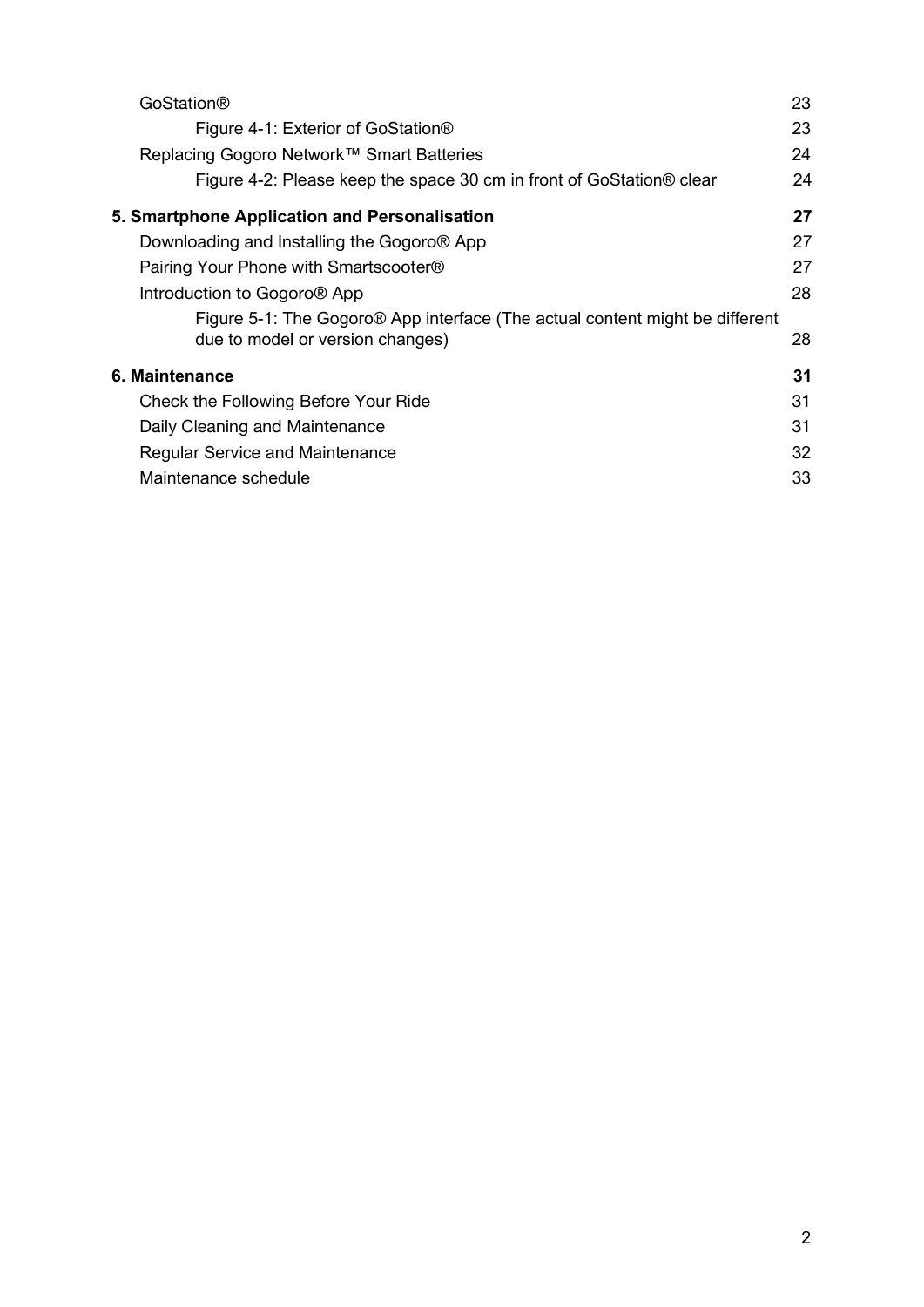- GoStation® 23
  - Figure 4-1: Exterior of GoStation® 23
- Replacing Gogoro Network™ Smart Batteries 24
  - Figure 4-2: Please keep the space 30 cm in front of GoStation® clear 24

**5. Smartphone Application and Personalisation 27**

- Downloading and Installing the Gogoro® App 27
- Pairing Your Phone with Smartscooter® 27
- Introduction to Gogoro® App 28
  - Figure 5-1: The Gogoro® App interface (The actual content might be different due to model or version changes) 28

**6. Maintenance 31**

- Check the Following Before Your Ride 31
- Daily Cleaning and Maintenance 31
- Regular Service and Maintenance 32
- Maintenance schedule 33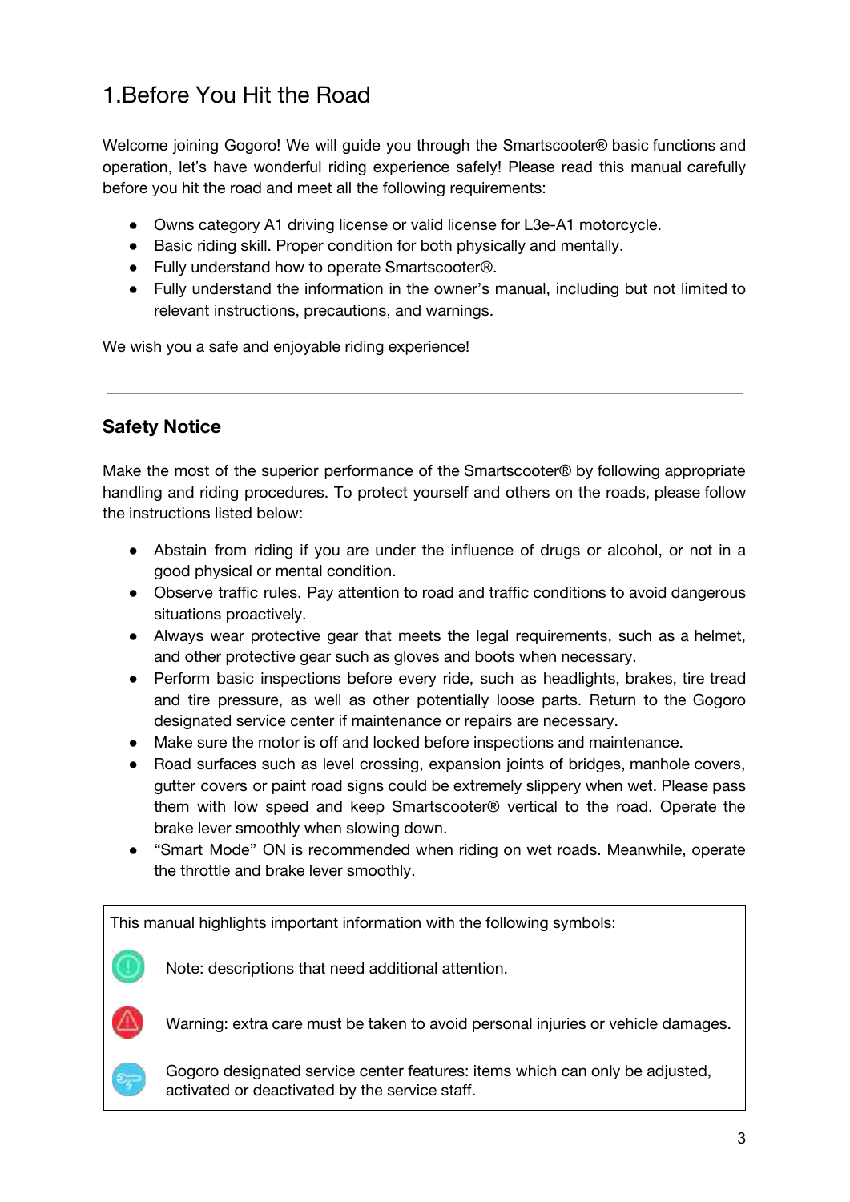# 1.Before You Hit the Road

Welcome joining Gogoro! We will guide you through the Smartscooter® basic functions and operation, let's have wonderful riding experience safely! Please read this manual carefully before you hit the road and meet all the following requirements:

- Owns category A1 driving license or valid license for L3e-A1 motorcycle.
- Basic riding skill. Proper condition for both physically and mentally.
- Fully understand how to operate Smartscooter®.
- Fully understand the information in the owner's manual, including but not limited to relevant instructions, precautions, and warnings.

We wish you a safe and enjoyable riding experience!

---

## Safety Notice

Make the most of the superior performance of the Smartscooter® by following appropriate handling and riding procedures. To protect yourself and others on the roads, please follow the instructions listed below:

- Abstain from riding if you are under the influence of drugs or alcohol, or not in a good physical or mental condition.
- Observe traffic rules. Pay attention to road and traffic conditions to avoid dangerous situations proactively.
- Always wear protective gear that meets the legal requirements, such as a helmet, and other protective gear such as gloves and boots when necessary.
- Perform basic inspections before every ride, such as headlights, brakes, tire tread and tire pressure, as well as other potentially loose parts. Return to the Gogoro designated service center if maintenance or repairs are necessary.
- Make sure the motor is off and locked before inspections and maintenance.
- Road surfaces such as level crossing, expansion joints of bridges, manhole covers, gutter covers or paint road signs could be extremely slippery when wet. Please pass them with low speed and keep Smartscooter® vertical to the road. Operate the brake lever smoothly when slowing down.
- "Smart Mode" ON is recommended when riding on wet roads. Meanwhile, operate the throttle and brake lever smoothly.

This manual highlights important information with the following symbols:

Note: descriptions that need additional attention.

Warning: extra care must be taken to avoid personal injuries or vehicle damages.

Gogoro designated service center features: items which can only be adjusted, activated or deactivated by the service staff.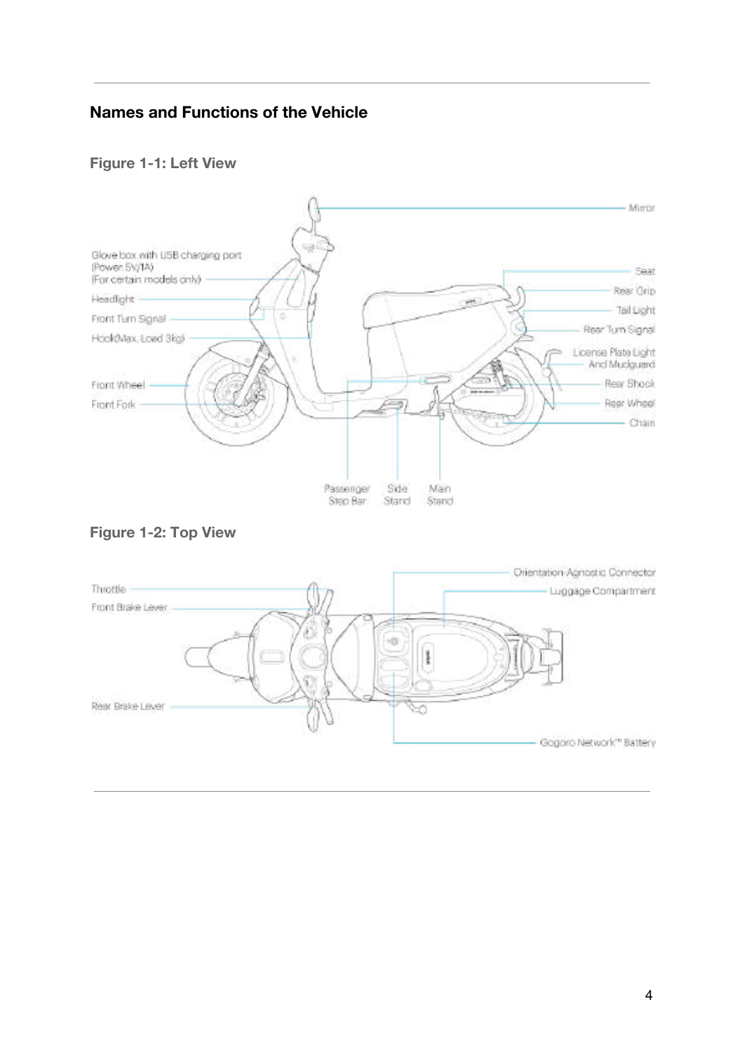## Names and Functions of the Vehicle

### Figure 1-1: Left View

Mirror

Glove box with USB charging port (Power 5V/1A) (For certain models only)

Headlight

Front Turn Signal

Hook(Max. Load 3kg)

Front Wheel

Front Fork

Seat

Rear Grip

Tail Light

Rear Turn Signal

License Plate Light And Mudguard

Rear Shock

Rear Wheel

Chain

Passenger Step Bar

Side Stand

Main Stand

### Figure 1-2: Top View

Throttle

Front Brake Lever

Rear Brake Lever

Orientation-Agnostic Connector

Luggage Compartment

Gogoro Network™ Battery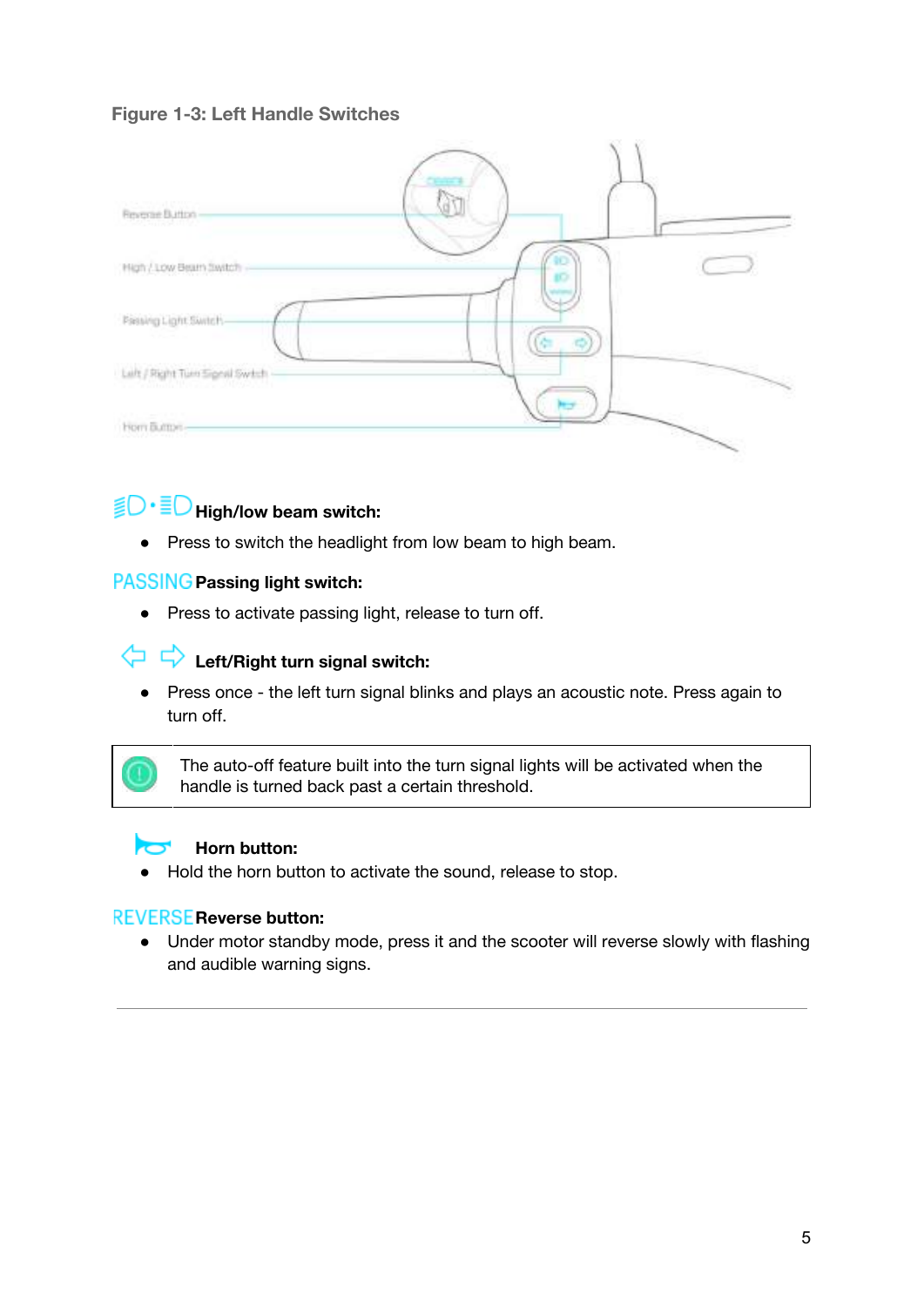**Figure 1-3: Left Handle Switches**

Reverse Button

High / Low Beam Switch

Passing Light Switch

Left / Right Turn Signal Switch

Horn Button

**High/low beam switch:**

- Press to switch the headlight from low beam to high beam.

PASSING **Passing light switch:**

- Press to activate passing light, release to turn off.

**Left/Right turn signal switch:**

- Press once - the left turn signal blinks and plays an acoustic note. Press again to turn off.

| | The auto-off feature built into the turn signal lights will be activated when the handle is turned back past a certain threshold. |
|---|---|

**Horn button:**

- Hold the horn button to activate the sound, release to stop.

REVERSE **Reverse button:**

- Under motor standby mode, press it and the scooter will reverse slowly with flashing and audible warning signs.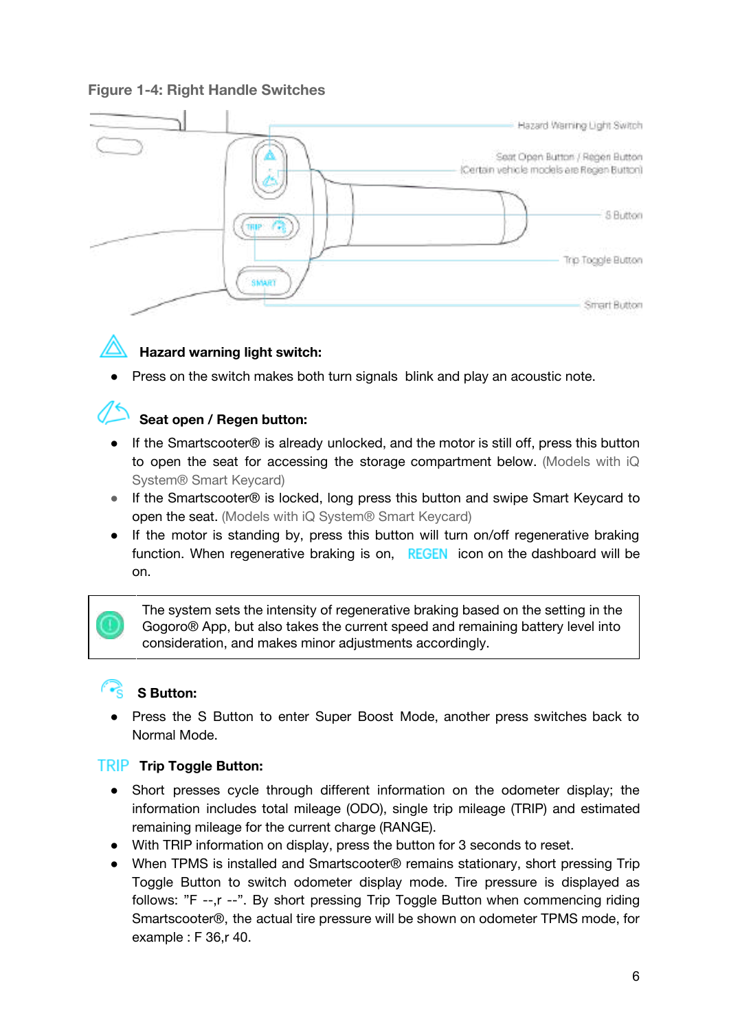**Figure 1-4: Right Handle Switches**

Hazard Warning Light Switch

Seat Open Button / Regen Button (Certain vehicle models are Regen Button)

S Button

Trip Toggle Button

Smart Button

### Hazard warning light switch:

- Press on the switch makes both turn signals blink and play an acoustic note.

### Seat open / Regen button:

- If the Smartscooter® is already unlocked, and the motor is still off, press this button to open the seat for accessing the storage compartment below. (Models with iQ System® Smart Keycard)
- If the Smartscooter® is locked, long press this button and swipe Smart Keycard to open the seat. (Models with iQ System® Smart Keycard)
- If the motor is standing by, press this button will turn on/off regenerative braking function. When regenerative braking is on, REGEN icon on the dashboard will be on.

> The system sets the intensity of regenerative braking based on the setting in the Gogoro® App, but also takes the current speed and remaining battery level into consideration, and makes minor adjustments accordingly.

### S Button:

- Press the S Button to enter Super Boost Mode, another press switches back to Normal Mode.

### TRIP Trip Toggle Button:

- Short presses cycle through different information on the odometer display; the information includes total mileage (ODO), single trip mileage (TRIP) and estimated remaining mileage for the current charge (RANGE).
- With TRIP information on display, press the button for 3 seconds to reset.
- When TPMS is installed and Smartscooter® remains stationary, short pressing Trip Toggle Button to switch odometer display mode. Tire pressure is displayed as follows: "F --,r --". By short pressing Trip Toggle Button when commencing riding Smartscooter®, the actual tire pressure will be shown on odometer TPMS mode, for example : F 36,r 40.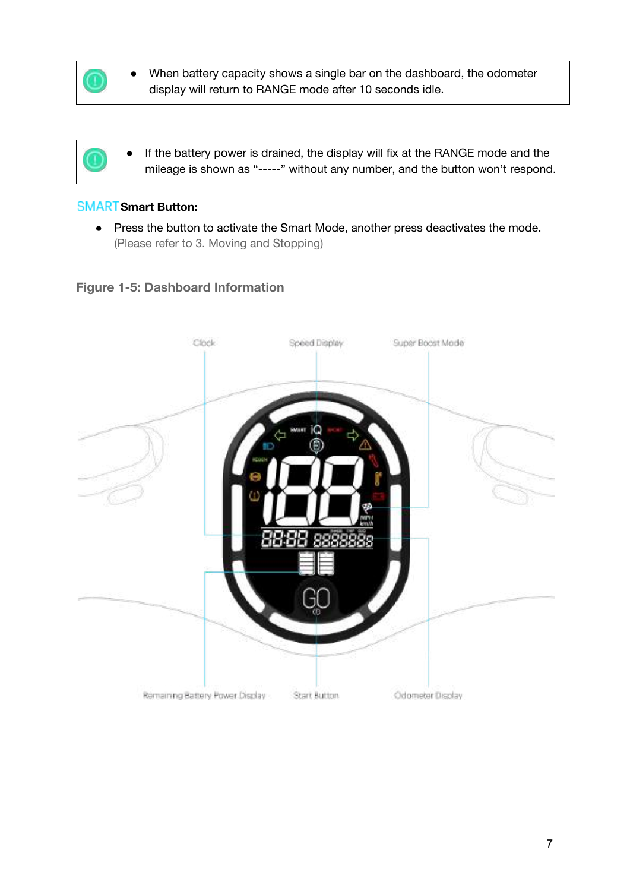- When battery capacity shows a single bar on the dashboard, the odometer display will return to RANGE mode after 10 seconds idle.

- If the battery power is drained, the display will fix at the RANGE mode and the mileage is shown as "-----" without any number, and the button won't respond.

SMART **Smart Button:**

- Press the button to activate the Smart Mode, another press deactivates the mode. (Please refer to 3. Moving and Stopping)

---

**Figure 1-5: Dashboard Information**

Clock

Speed Display

Super Boost Mode

Remaining Battery Power Display

Start Button

Odometer Display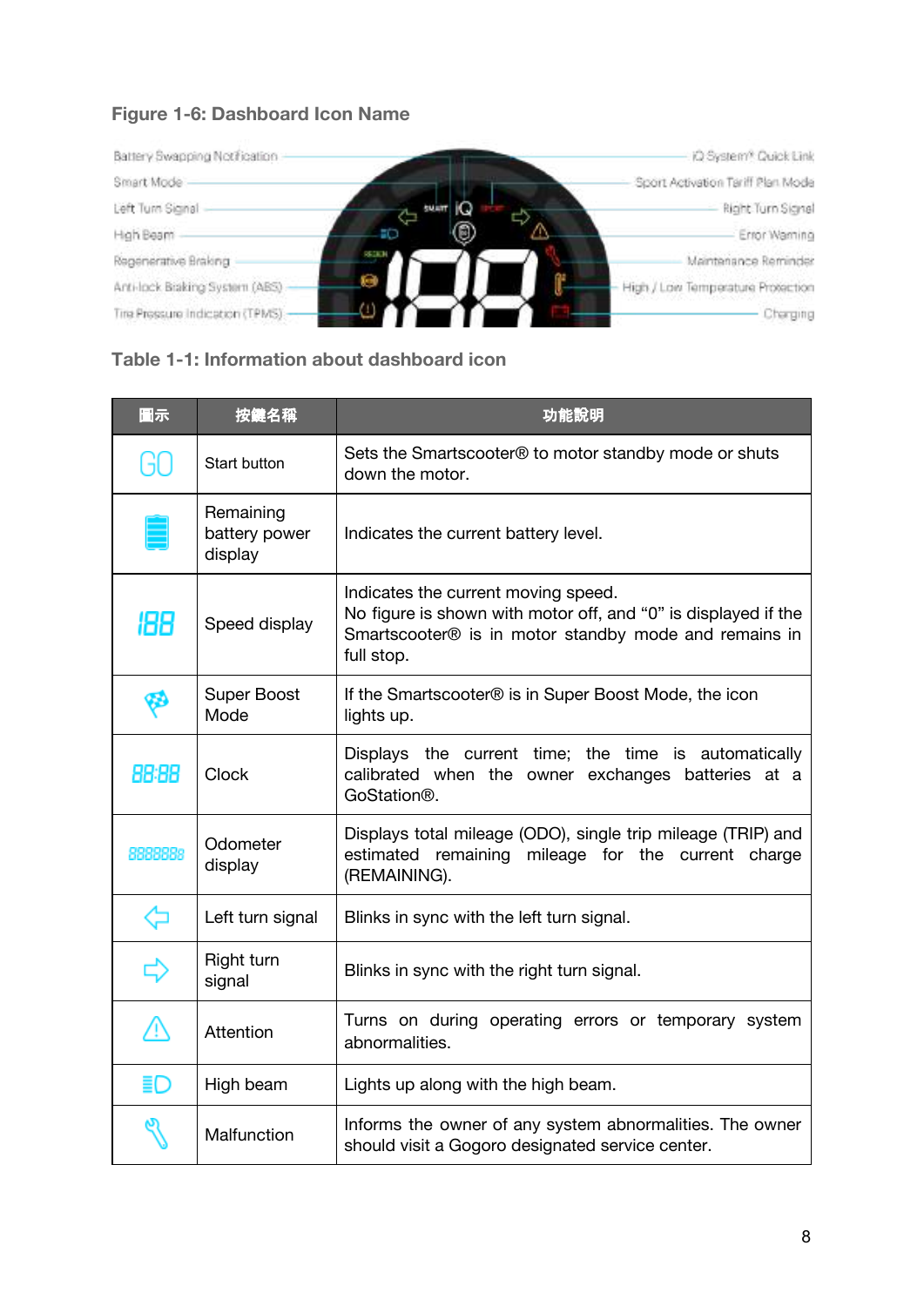### Figure 1-6: Dashboard Icon Name

Battery Swapping Notification
Smart Mode
Left Turn Signal
High Beam
Regenerative Braking
Anti-lock Braking System (ABS)
Tire Pressure Indication (TPMS)

iQ System® Quick Link
Sport Activation Tariff Plan Mode
Right Turn Signal
Error Warning
Maintenance Reminder
High / Low Temperature Protection
Charging

### Table 1-1: Information about dashboard icon

| 圖示 | 按鍵名稱 | 功能說明 |
|---|---|---|
| GO | Start button | Sets the Smartscooter® to motor standby mode or shuts down the motor. |
| | Remaining battery power display | Indicates the current battery level. |
| 188 | Speed display | Indicates the current moving speed.<br>No figure is shown with motor off, and "0" is displayed if the Smartscooter® is in motor standby mode and remains in full stop. |
| | Super Boost Mode | If the Smartscooter® is in Super Boost Mode, the icon lights up. |
| 88:88 | Clock | Displays the current time; the time is automatically calibrated when the owner exchanges batteries at a GoStation®. |
| 8888888 | Odometer display | Displays total mileage (ODO), single trip mileage (TRIP) and estimated remaining mileage for the current charge (REMAINING). |
| | Left turn signal | Blinks in sync with the left turn signal. |
| | Right turn signal | Blinks in sync with the right turn signal. |
| | Attention | Turns on during operating errors or temporary system abnormalities. |
| | High beam | Lights up along with the high beam. |
| | Malfunction | Informs the owner of any system abnormalities. The owner should visit a Gogoro designated service center. |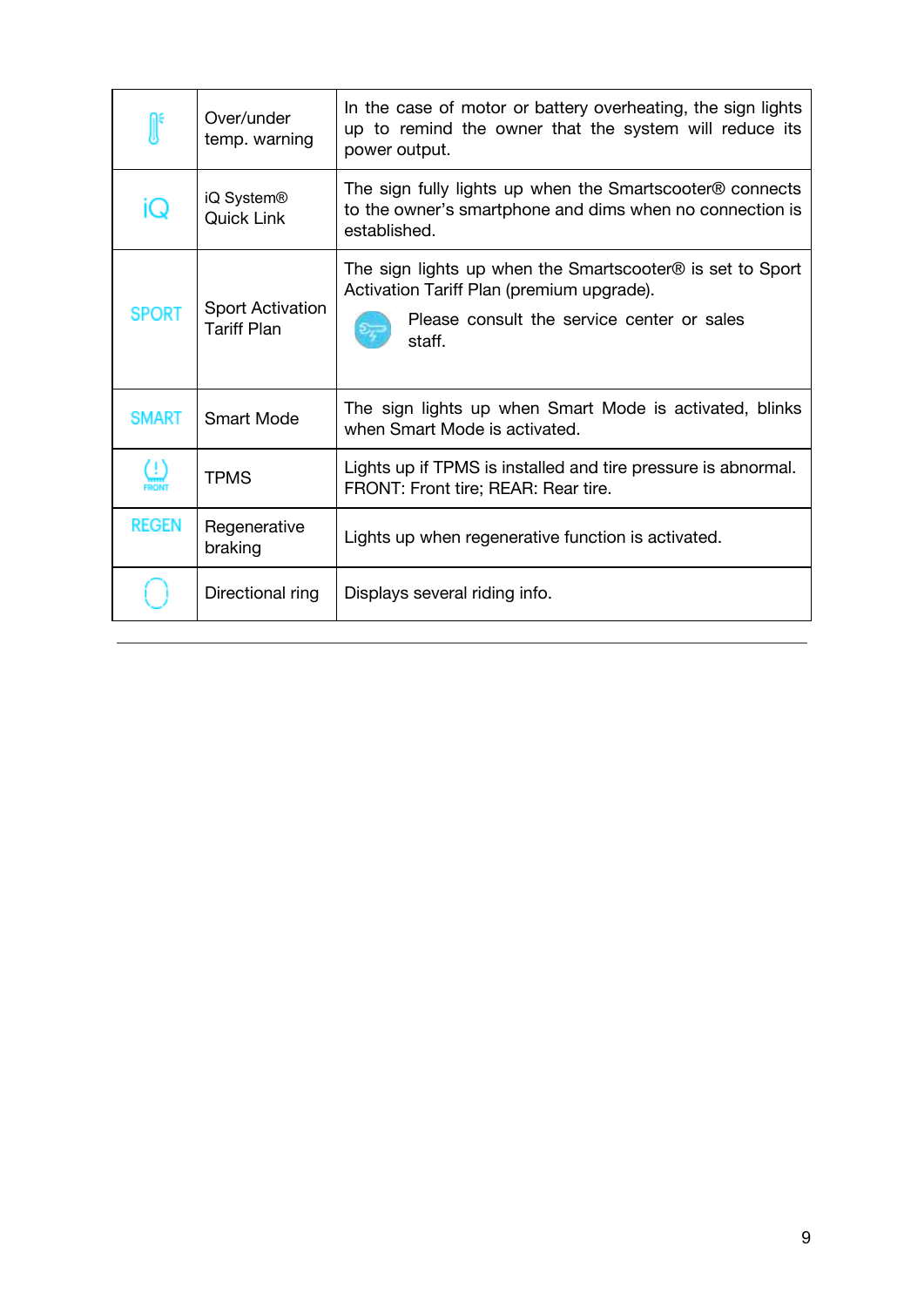| | | |
|---|---|---|
| | Over/under temp. warning | In the case of motor or battery overheating, the sign lights up to remind the owner that the system will reduce its power output. |
| iQ | iQ System® Quick Link | The sign fully lights up when the Smartscooter® connects to the owner's smartphone and dims when no connection is established. |
| SPORT | Sport Activation Tariff Plan | The sign lights up when the Smartscooter® is set to Sport Activation Tariff Plan (premium upgrade). Please consult the service center or sales staff. |
| SMART | Smart Mode | The sign lights up when Smart Mode is activated, blinks when Smart Mode is activated. |
| (!) FRONT | TPMS | Lights up if TPMS is installed and tire pressure is abnormal. FRONT: Front tire; REAR: Rear tire. |
| REGEN | Regenerative braking | Lights up when regenerative function is activated. |
| | Directional ring | Displays several riding info. |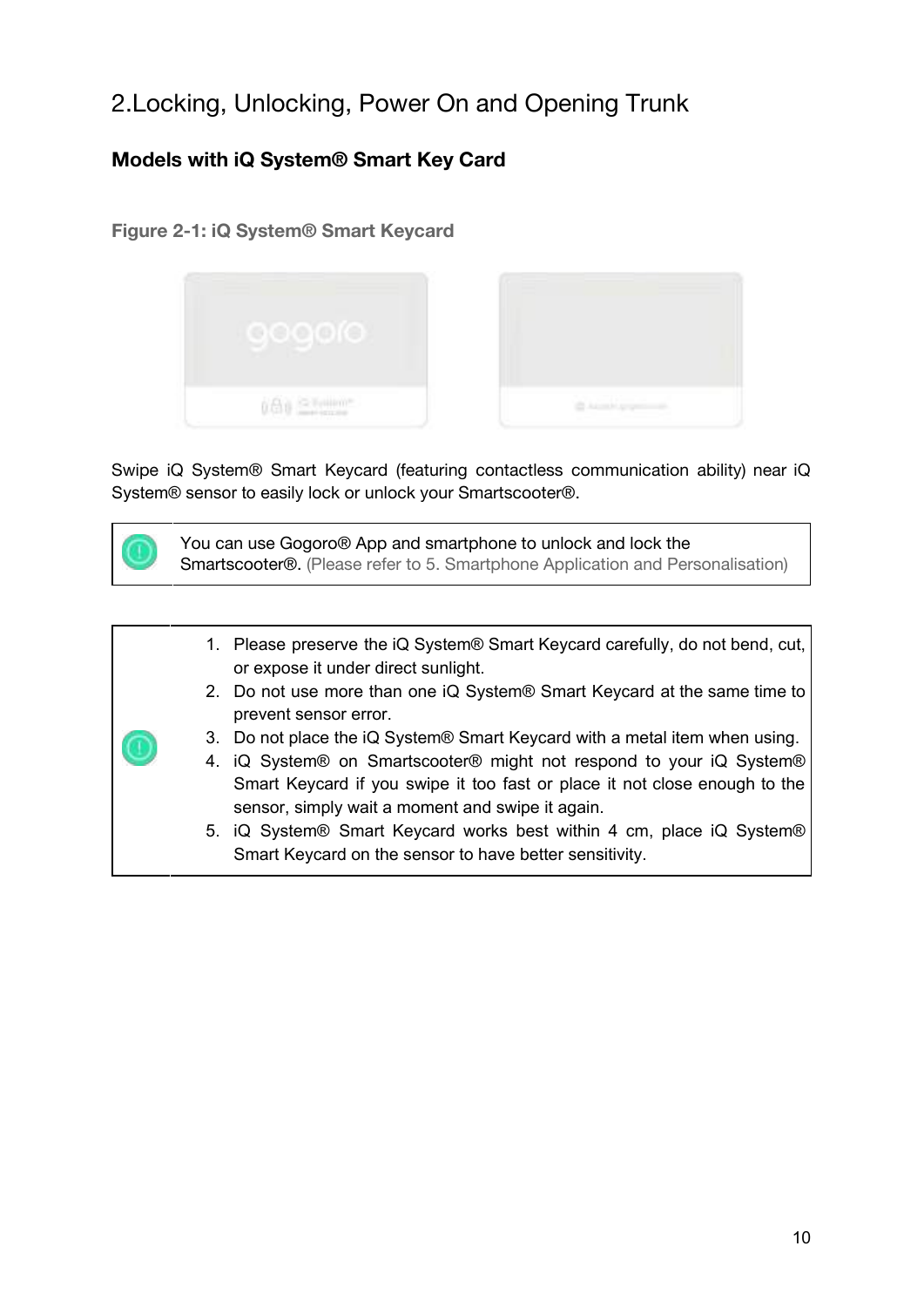# 2.Locking, Unlocking, Power On and Opening Trunk

## Models with iQ System® Smart Key Card

**Figure 2-1: iQ System® Smart Keycard**

Swipe iQ System® Smart Keycard (featuring contactless communication ability) near iQ System® sensor to easily lock or unlock your Smartscooter®.

> You can use Gogoro® App and smartphone to unlock and lock the Smartscooter®. (Please refer to 5. Smartphone Application and Personalisation)

> 1. Please preserve the iQ System® Smart Keycard carefully, do not bend, cut, or expose it under direct sunlight.
> 2. Do not use more than one iQ System® Smart Keycard at the same time to prevent sensor error.
> 3. Do not place the iQ System® Smart Keycard with a metal item when using.
> 4. iQ System® on Smartscooter® might not respond to your iQ System® Smart Keycard if you swipe it too fast or place it not close enough to the sensor, simply wait a moment and swipe it again.
> 5. iQ System® Smart Keycard works best within 4 cm, place iQ System® Smart Keycard on the sensor to have better sensitivity.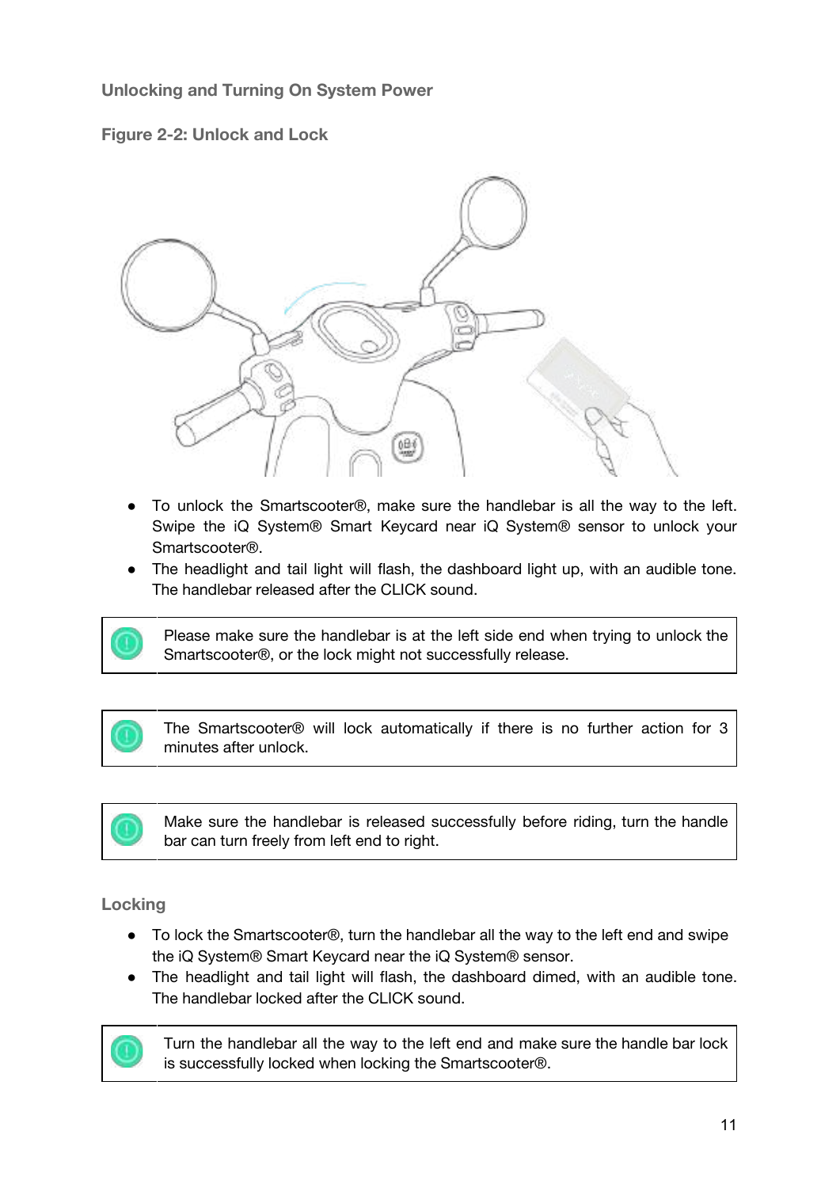### Unlocking and Turning On System Power

**Figure 2-2: Unlock and Lock**

- To unlock the Smartscooter®, make sure the handlebar is all the way to the left. Swipe the iQ System® Smart Keycard near iQ System® sensor to unlock your Smartscooter®.
- The headlight and tail light will flash, the dashboard light up, with an audible tone. The handlebar released after the CLICK sound.

| | |
|---|---|
| ⓘ | Please make sure the handlebar is at the left side end when trying to unlock the Smartscooter®, or the lock might not successfully release. |

| | |
|---|---|
| ⓘ | The Smartscooter® will lock automatically if there is no further action for 3 minutes after unlock. |

| | |
|---|---|
| ⓘ | Make sure the handlebar is released successfully before riding, turn the handle bar can turn freely from left end to right. |

### Locking

- To lock the Smartscooter®, turn the handlebar all the way to the left end and swipe the iQ System® Smart Keycard near the iQ System® sensor.
- The headlight and tail light will flash, the dashboard dimed, with an audible tone. The handlebar locked after the CLICK sound.

| | |
|---|---|
| ⓘ | Turn the handlebar all the way to the left end and make sure the handle bar lock is successfully locked when locking the Smartscooter®. |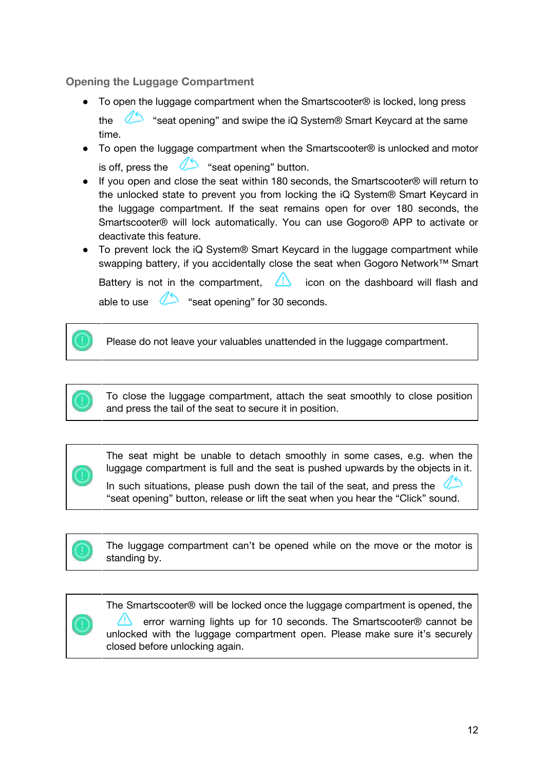### Opening the Luggage Compartment

- To open the luggage compartment when the Smartscooter® is locked, long press the "seat opening" and swipe the iQ System® Smart Keycard at the same time.
- To open the luggage compartment when the Smartscooter® is unlocked and motor is off, press the "seat opening" button.
- If you open and close the seat within 180 seconds, the Smartscooter® will return to the unlocked state to prevent you from locking the iQ System® Smart Keycard in the luggage compartment. If the seat remains open for over 180 seconds, the Smartscooter® will lock automatically. You can use Gogoro® APP to activate or deactivate this feature.
- To prevent lock the iQ System® Smart Keycard in the luggage compartment while swapping battery, if you accidentally close the seat when Gogoro Network™ Smart Battery is not in the compartment, icon on the dashboard will flash and able to use "seat opening" for 30 seconds.

| | |
|---|---|
| | Please do not leave your valuables unattended in the luggage compartment. |

| | |
|---|---|
| | To close the luggage compartment, attach the seat smoothly to close position and press the tail of the seat to secure it in position. |

| | |
|---|---|
| | The seat might be unable to detach smoothly in some cases, e.g. when the luggage compartment is full and the seat is pushed upwards by the objects in it. In such situations, please push down the tail of the seat, and press the "seat opening" button, release or lift the seat when you hear the "Click" sound. |

| | |
|---|---|
| | The luggage compartment can't be opened while on the move or the motor is standing by. |

| | |
|---|---|
| | The Smartscooter® will be locked once the luggage compartment is opened, the error warning lights up for 10 seconds. The Smartscooter® cannot be unlocked with the luggage compartment open. Please make sure it's securely closed before unlocking again. |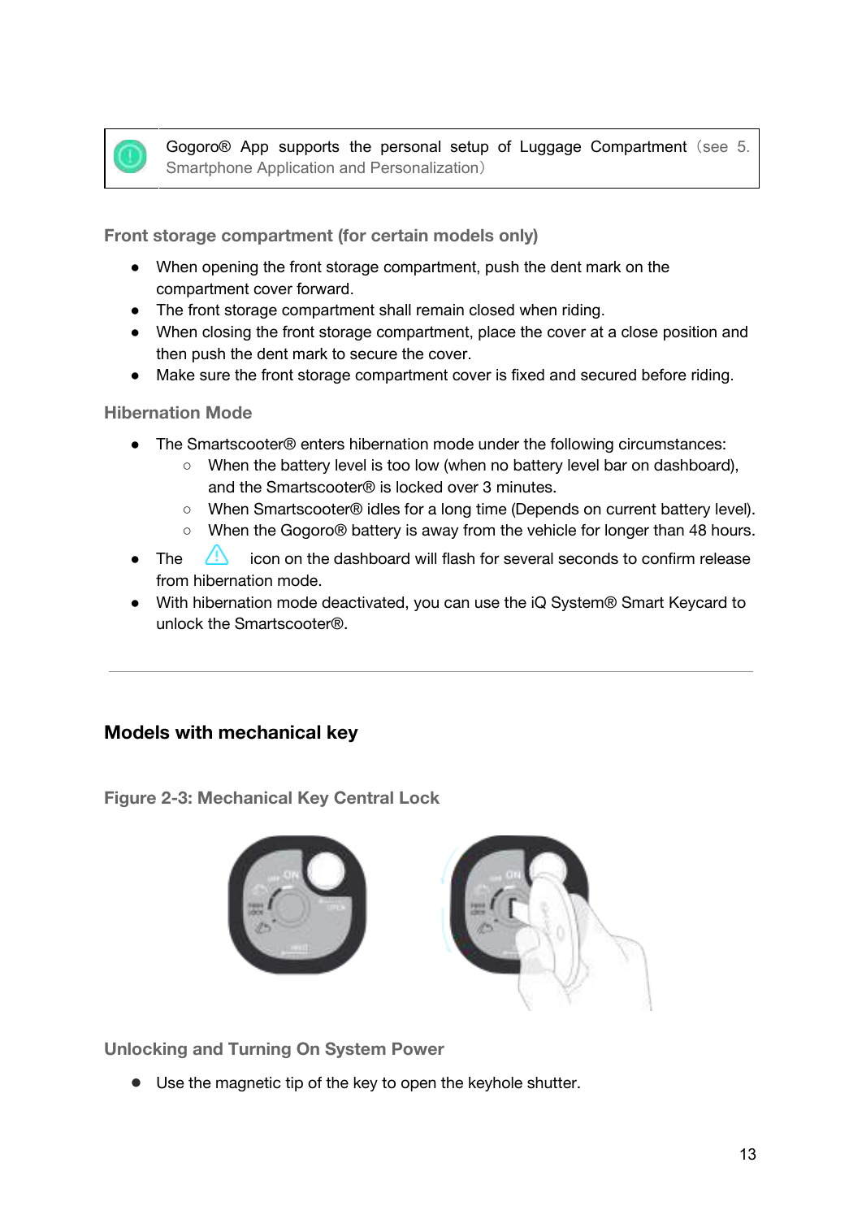Gogoro® App supports the personal setup of Luggage Compartment (see 5. Smartphone Application and Personalization)

### Front storage compartment (for certain models only)

- When opening the front storage compartment, push the dent mark on the compartment cover forward.
- The front storage compartment shall remain closed when riding.
- When closing the front storage compartment, place the cover at a close position and then push the dent mark to secure the cover.
- Make sure the front storage compartment cover is fixed and secured before riding.

### Hibernation Mode

- The Smartscooter® enters hibernation mode under the following circumstances:
  - When the battery level is too low (when no battery level bar on dashboard), and the Smartscooter® is locked over 3 minutes.
  - When Smartscooter® idles for a long time (Depends on current battery level).
  - When the Gogoro® battery is away from the vehicle for longer than 48 hours.
- The ⚠ icon on the dashboard will flash for several seconds to confirm release from hibernation mode.
- With hibernation mode deactivated, you can use the iQ System® Smart Keycard to unlock the Smartscooter®.

---

## Models with mechanical key

### Figure 2-3: Mechanical Key Central Lock

### Unlocking and Turning On System Power

- Use the magnetic tip of the key to open the keyhole shutter.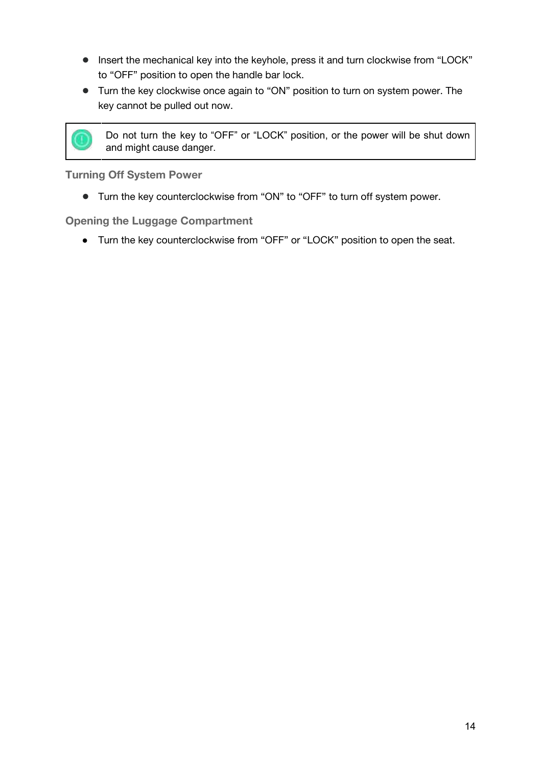- Insert the mechanical key into the keyhole, press it and turn clockwise from “LOCK” to “OFF” position to open the handle bar lock.
- Turn the key clockwise once again to “ON” position to turn on system power. The key cannot be pulled out now.

| | |
|---|---|
| ! | Do not turn the key to “OFF” or “LOCK” position, or the power will be shut down and might cause danger. |

### Turning Off System Power

- Turn the key counterclockwise from “ON” to “OFF” to turn off system power.

### Opening the Luggage Compartment

- Turn the key counterclockwise from “OFF” or “LOCK” position to open the seat.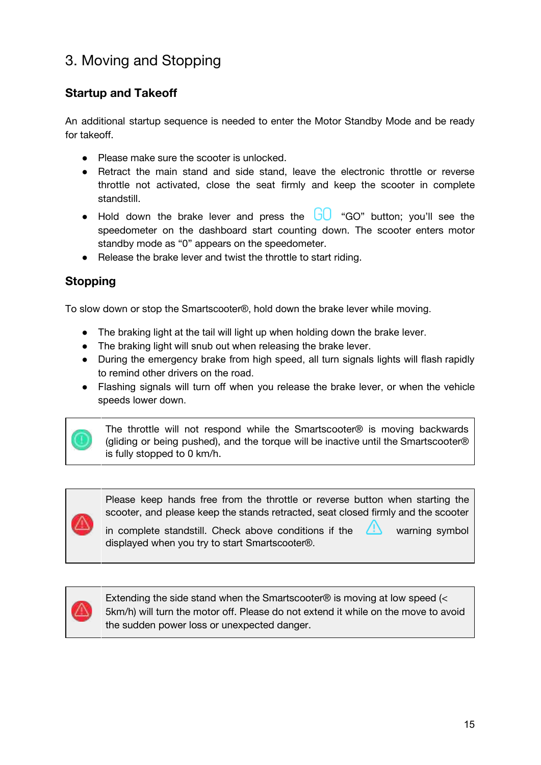# 3. Moving and Stopping

## Startup and Takeoff

An additional startup sequence is needed to enter the Motor Standby Mode and be ready for takeoff.

- Please make sure the scooter is unlocked.
- Retract the main stand and side stand, leave the electronic throttle or reverse throttle not activated, close the seat firmly and keep the scooter in complete standstill.
- Hold down the brake lever and press the GO "GO" button; you'll see the speedometer on the dashboard start counting down. The scooter enters motor standby mode as "0" appears on the speedometer.
- Release the brake lever and twist the throttle to start riding.

## Stopping

To slow down or stop the Smartscooter®, hold down the brake lever while moving.

- The braking light at the tail will light up when holding down the brake lever.
- The braking light will snub out when releasing the brake lever.
- During the emergency brake from high speed, all turn signals lights will flash rapidly to remind other drivers on the road.
- Flashing signals will turn off when you release the brake lever, or when the vehicle speeds lower down.

> The throttle will not respond while the Smartscooter® is moving backwards (gliding or being pushed), and the torque will be inactive until the Smartscooter® is fully stopped to 0 km/h.

> Please keep hands free from the throttle or reverse button when starting the scooter, and please keep the stands retracted, seat closed firmly and the scooter in complete standstill. Check above conditions if the ⚠ warning symbol displayed when you try to start Smartscooter®.

> Extending the side stand when the Smartscooter® is moving at low speed (< 5km/h) will turn the motor off. Please do not extend it while on the move to avoid the sudden power loss or unexpected danger.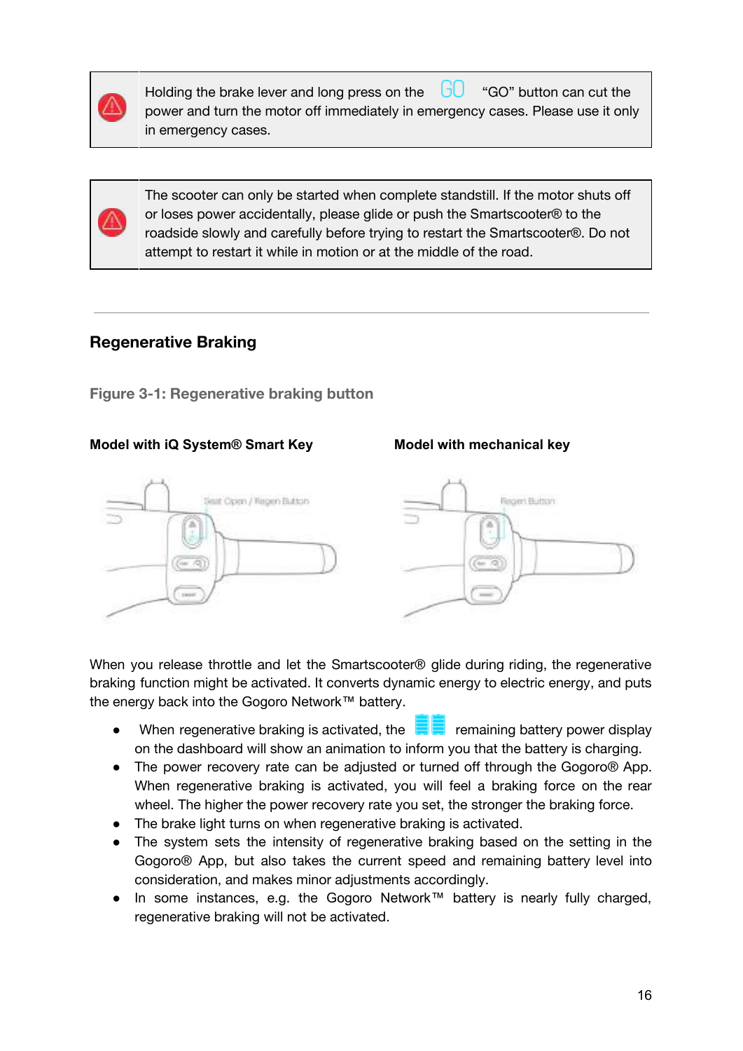| | |
|---|---|
| ⚠ | Holding the brake lever and long press on the GO "GO" button can cut the power and turn the motor off immediately in emergency cases. Please use it only in emergency cases. |

| | |
|---|---|
| ⚠ | The scooter can only be started when complete standstill. If the motor shuts off or loses power accidentally, please glide or push the Smartscooter® to the roadside slowly and carefully before trying to restart the Smartscooter®. Do not attempt to restart it while in motion or at the middle of the road. |

---

## Regenerative Braking

**Figure 3-1: Regenerative braking button**

**Model with iQ System® Smart Key**

Seat Open / Regen Button

**Model with mechanical key**

Regen Button

When you release throttle and let the Smartscooter® glide during riding, the regenerative braking function might be activated. It converts dynamic energy to electric energy, and puts the energy back into the Gogoro Network™ battery.

- When regenerative braking is activated, the remaining battery power display on the dashboard will show an animation to inform you that the battery is charging.
- The power recovery rate can be adjusted or turned off through the Gogoro® App. When regenerative braking is activated, you will feel a braking force on the rear wheel. The higher the power recovery rate you set, the stronger the braking force.
- The brake light turns on when regenerative braking is activated.
- The system sets the intensity of regenerative braking based on the setting in the Gogoro® App, but also takes the current speed and remaining battery level into consideration, and makes minor adjustments accordingly.
- In some instances, e.g. the Gogoro Network™ battery is nearly fully charged, regenerative braking will not be activated.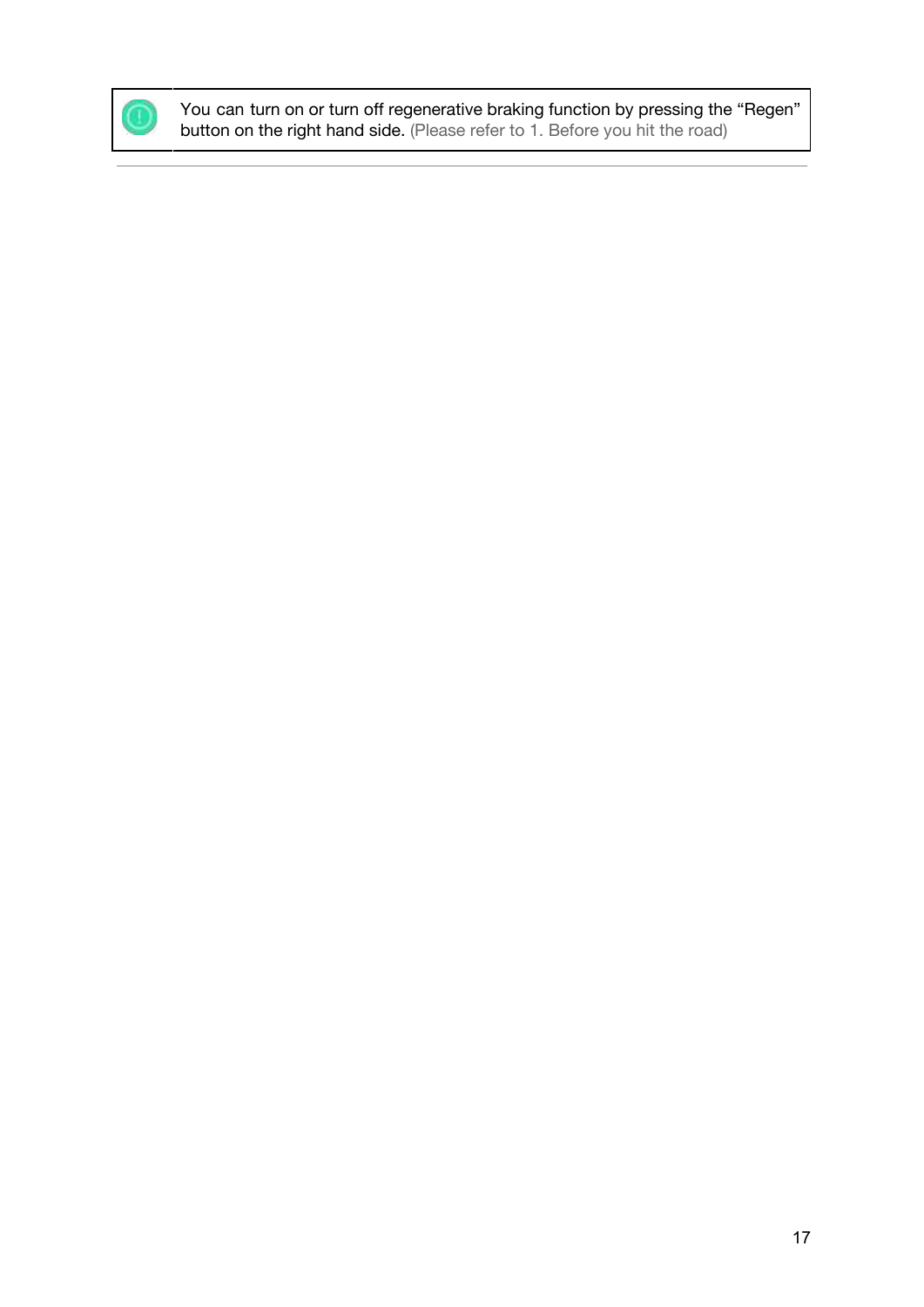| | |
|---|---|
| ⓘ | You can turn on or turn off regenerative braking function by pressing the "Regen" button on the right hand side. (Please refer to 1. Before you hit the road) |

---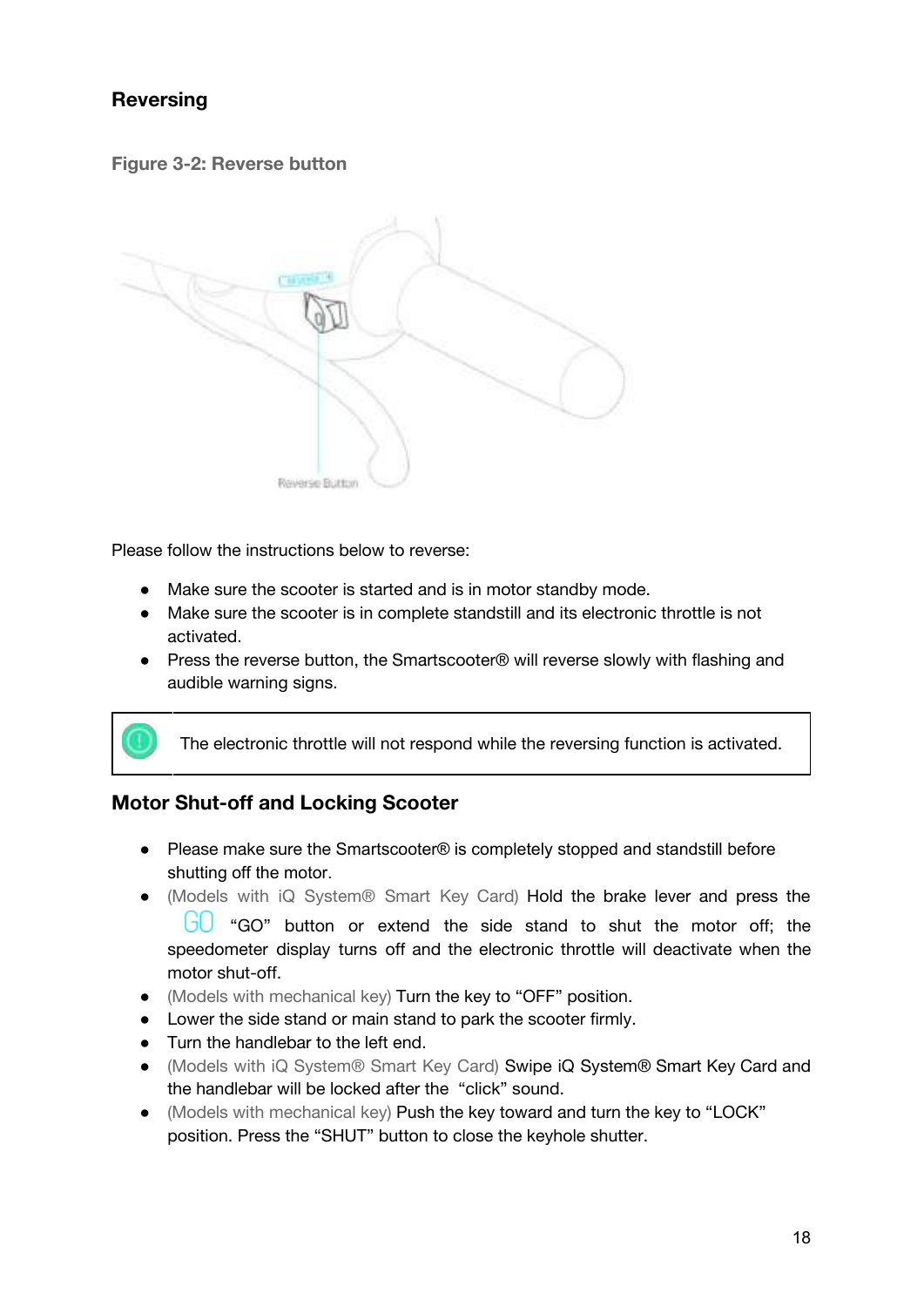## Reversing

**Figure 3-2: Reverse button**

Please follow the instructions below to reverse:

- Make sure the scooter is started and is in motor standby mode.
- Make sure the scooter is in complete standstill and its electronic throttle is not activated.
- Press the reverse button, the Smartscooter® will reverse slowly with flashing and audible warning signs.

| | |
|---|---|
| ⓘ | The electronic throttle will not respond while the reversing function is activated. |

## Motor Shut-off and Locking Scooter

- Please make sure the Smartscooter® is completely stopped and standstill before shutting off the motor.
- (Models with iQ System® Smart Key Card) Hold the brake lever and press the GO "GO" button or extend the side stand to shut the motor off; the speedometer display turns off and the electronic throttle will deactivate when the motor shut-off.
- (Models with mechanical key) Turn the key to "OFF" position.
- Lower the side stand or main stand to park the scooter firmly.
- Turn the handlebar to the left end.
- (Models with iQ System® Smart Key Card) Swipe iQ System® Smart Key Card and the handlebar will be locked after the "click" sound.
- (Models with mechanical key) Push the key toward and turn the key to "LOCK" position. Press the "SHUT" button to close the keyhole shutter.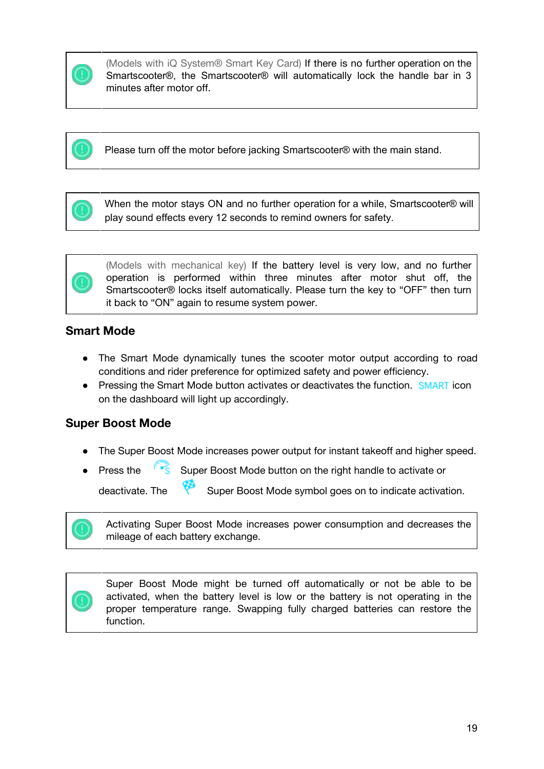| | |
|---|---|
| ⓘ | (Models with iQ System® Smart Key Card) If there is no further operation on the Smartscooter®, the Smartscooter® will automatically lock the handle bar in 3 minutes after motor off. |

| | |
|---|---|
| ⓘ | Please turn off the motor before jacking Smartscooter® with the main stand. |

| | |
|---|---|
| ⓘ | When the motor stays ON and no further operation for a while, Smartscooter® will play sound effects every 12 seconds to remind owners for safety. |

| | |
|---|---|
| ⓘ | (Models with mechanical key) If the battery level is very low, and no further operation is performed within three minutes after motor shut off, the Smartscooter® locks itself automatically. Please turn the key to "OFF" then turn it back to "ON" again to resume system power. |

## Smart Mode

- The Smart Mode dynamically tunes the scooter motor output according to road conditions and rider preference for optimized safety and power efficiency.
- Pressing the Smart Mode button activates or deactivates the function. SMART icon on the dashboard will light up accordingly.

## Super Boost Mode

- The Super Boost Mode increases power output for instant takeoff and higher speed.
- Press the Super Boost Mode button on the right handle to activate or deactivate. The Super Boost Mode symbol goes on to indicate activation.

| | |
|---|---|
| ⓘ | Activating Super Boost Mode increases power consumption and decreases the mileage of each battery exchange. |

| | |
|---|---|
| ⓘ | Super Boost Mode might be turned off automatically or not be able to be activated, when the battery level is low or the battery is not operating in the proper temperature range. Swapping fully charged batteries can restore the function. |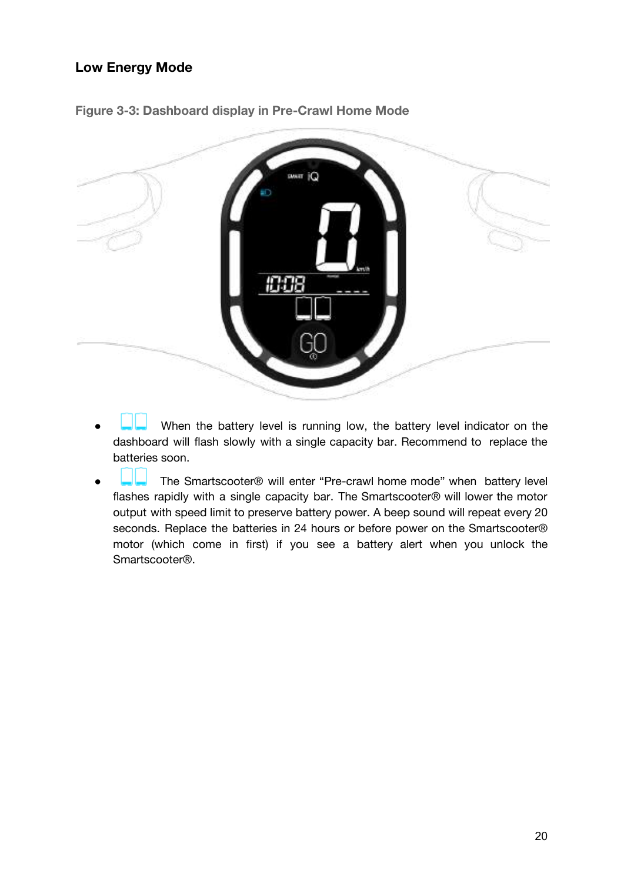## Low Energy Mode

**Figure 3-3: Dashboard display in Pre-Crawl Home Mode**

- When the battery level is running low, the battery level indicator on the dashboard will flash slowly with a single capacity bar. Recommend to replace the batteries soon.
- The Smartscooter® will enter "Pre-crawl home mode" when battery level flashes rapidly with a single capacity bar. The Smartscooter® will lower the motor output with speed limit to preserve battery power. A beep sound will repeat every 20 seconds. Replace the batteries in 24 hours or before power on the Smartscooter® motor (which come in first) if you see a battery alert when you unlock the Smartscooter®.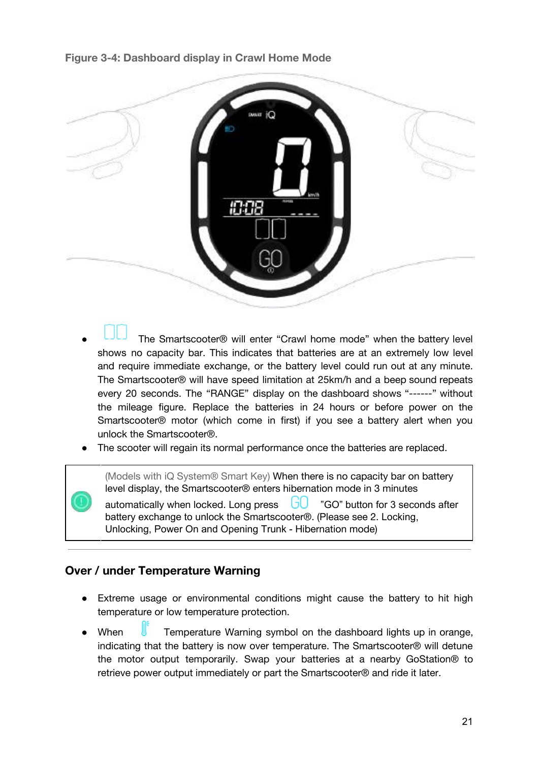**Figure 3-4: Dashboard display in Crawl Home Mode**

- The Smartscooter® will enter "Crawl home mode" when the battery level shows no capacity bar. This indicates that batteries are at an extremely low level and require immediate exchange, or the battery level could run out at any minute. The Smartscooter® will have speed limitation at 25km/h and a beep sound repeats every 20 seconds. The "RANGE" display on the dashboard shows "------" without the mileage figure. Replace the batteries in 24 hours or before power on the Smartscooter® motor (which come in first) if you see a battery alert when you unlock the Smartscooter®.
- The scooter will regain its normal performance once the batteries are replaced.

| | |
|---|---|
| ⓘ | (Models with iQ System® Smart Key) When there is no capacity bar on battery level display, the Smartscooter® enters hibernation mode in 3 minutes automatically when locked. Long press "GO" button for 3 seconds after battery exchange to unlock the Smartscooter®. (Please see 2. Locking, Unlocking, Power On and Opening Trunk - Hibernation mode) |

## Over / under Temperature Warning

- Extreme usage or environmental conditions might cause the battery to hit high temperature or low temperature protection.
- When Temperature Warning symbol on the dashboard lights up in orange, indicating that the battery is now over temperature. The Smartscooter® will detune the motor output temporarily. Swap your batteries at a nearby GoStation® to retrieve power output immediately or part the Smartscooter® and ride it later.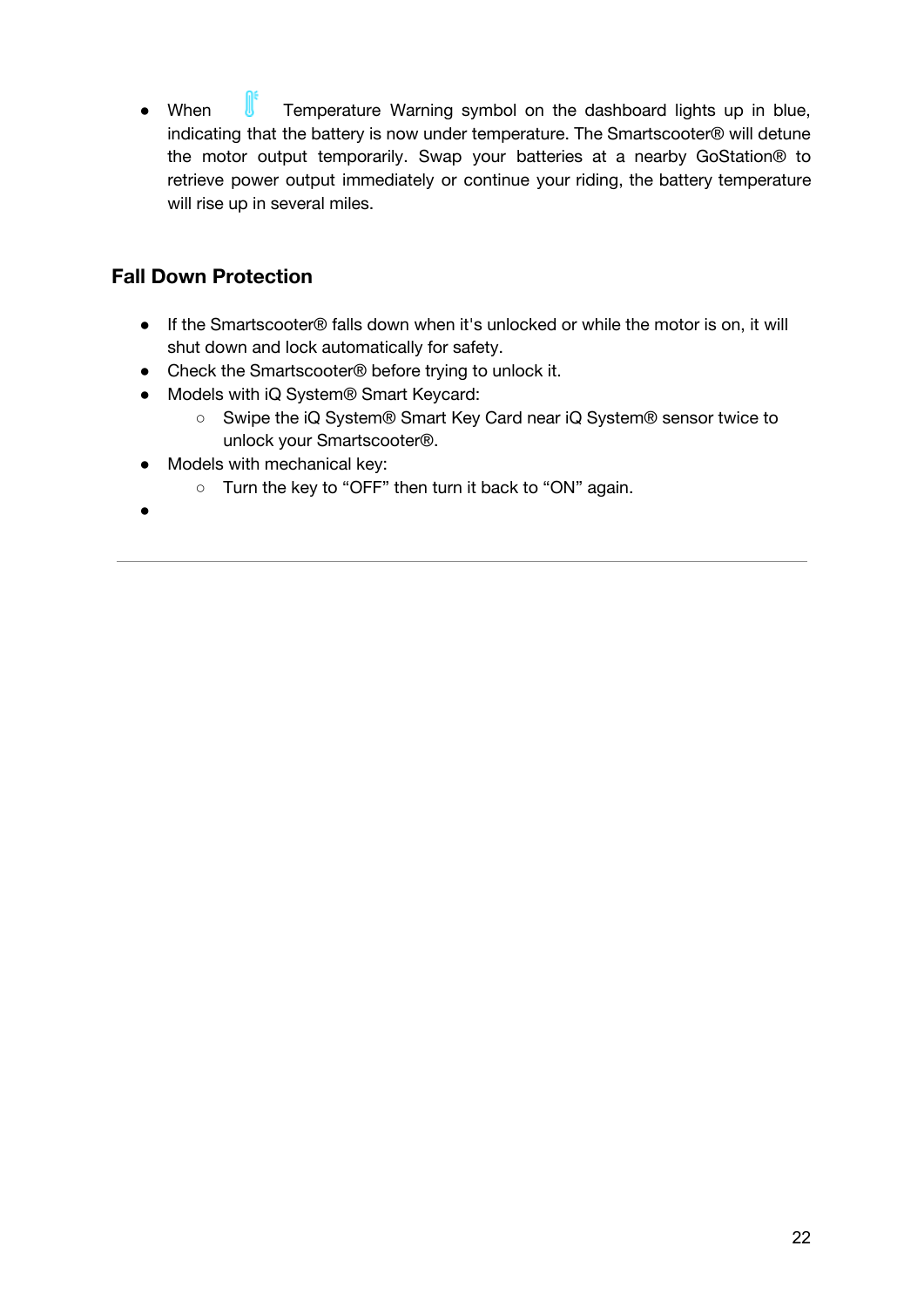- When Temperature Warning symbol on the dashboard lights up in blue, indicating that the battery is now under temperature. The Smartscooter® will detune the motor output temporarily. Swap your batteries at a nearby GoStation® to retrieve power output immediately or continue your riding, the battery temperature will rise up in several miles.

## Fall Down Protection

- If the Smartscooter® falls down when it's unlocked or while the motor is on, it will shut down and lock automatically for safety.
- Check the Smartscooter® before trying to unlock it.
- Models with iQ System® Smart Keycard:
  - Swipe the iQ System® Smart Key Card near iQ System® sensor twice to unlock your Smartscooter®.
- Models with mechanical key:
  - Turn the key to “OFF” then turn it back to “ON” again.
- 

---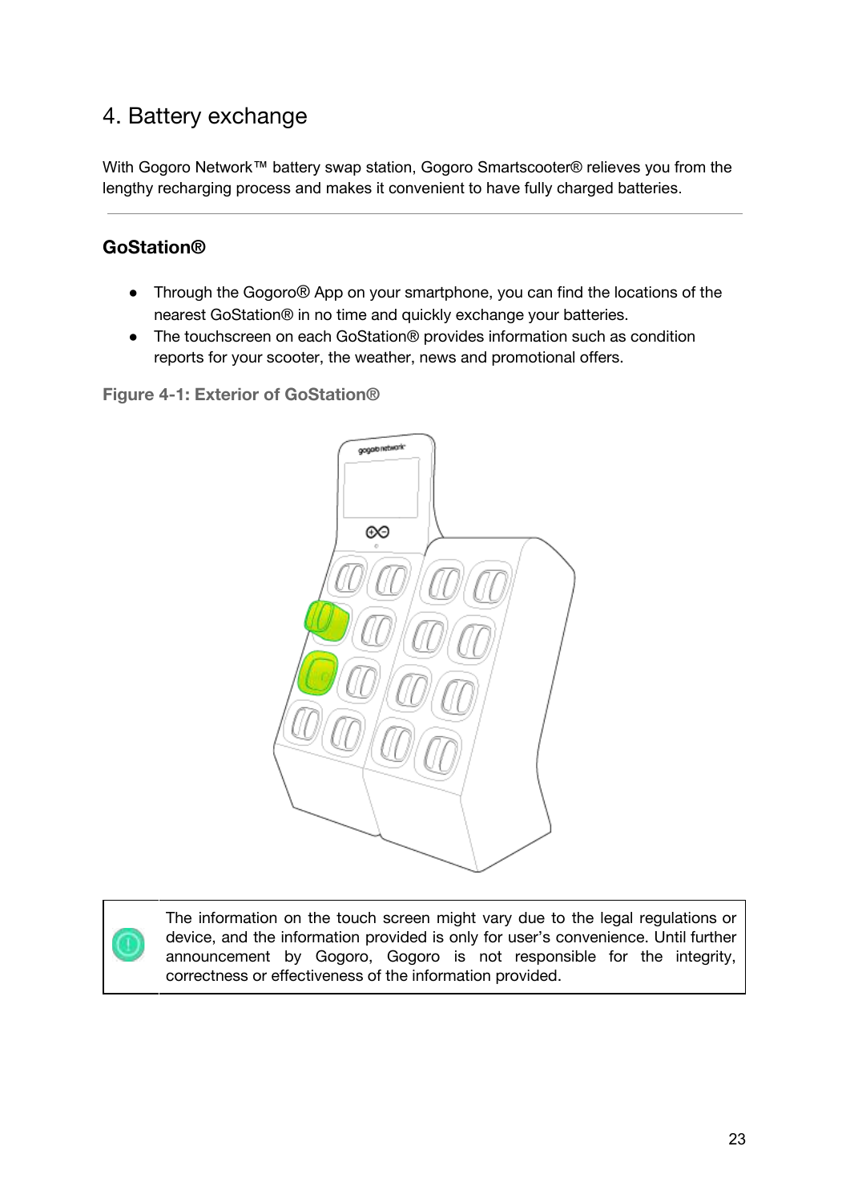# 4. Battery exchange

With Gogoro Network™ battery swap station, Gogoro Smartscooter® relieves you from the lengthy recharging process and makes it convenient to have fully charged batteries.

---

## GoStation®

- Through the Gogoro® App on your smartphone, you can find the locations of the nearest GoStation® in no time and quickly exchange your batteries.
- The touchscreen on each GoStation® provides information such as condition reports for your scooter, the weather, news and promotional offers.

**Figure 4-1: Exterior of GoStation®**

| | The information on the touch screen might vary due to the legal regulations or device, and the information provided is only for user's convenience. Until further announcement by Gogoro, Gogoro is not responsible for the integrity, correctness or effectiveness of the information provided. |
|---|---|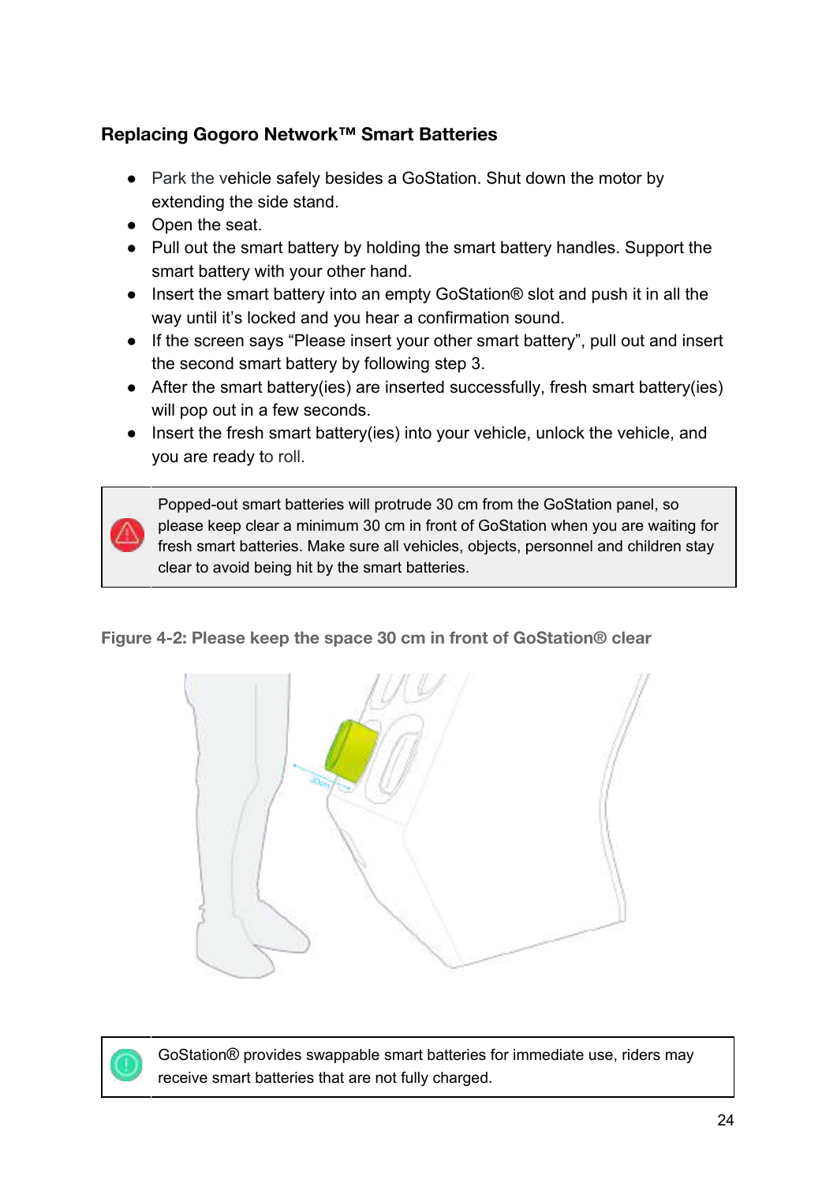### Replacing Gogoro Network™ Smart Batteries

- Park the vehicle safely besides a GoStation. Shut down the motor by extending the side stand.
- Open the seat.
- Pull out the smart battery by holding the smart battery handles. Support the smart battery with your other hand.
- Insert the smart battery into an empty GoStation® slot and push it in all the way until it's locked and you hear a confirmation sound.
- If the screen says "Please insert your other smart battery", pull out and insert the second smart battery by following step 3.
- After the smart battery(ies) are inserted successfully, fresh smart battery(ies) will pop out in a few seconds.
- Insert the fresh smart battery(ies) into your vehicle, unlock the vehicle, and you are ready to roll.

> ⚠ Popped-out smart batteries will protrude 30 cm from the GoStation panel, so please keep clear a minimum 30 cm in front of GoStation when you are waiting for fresh smart batteries. Make sure all vehicles, objects, personnel and children stay clear to avoid being hit by the smart batteries.

**Figure 4-2: Please keep the space 30 cm in front of GoStation® clear**

> GoStation® provides swappable smart batteries for immediate use, riders may receive smart batteries that are not fully charged.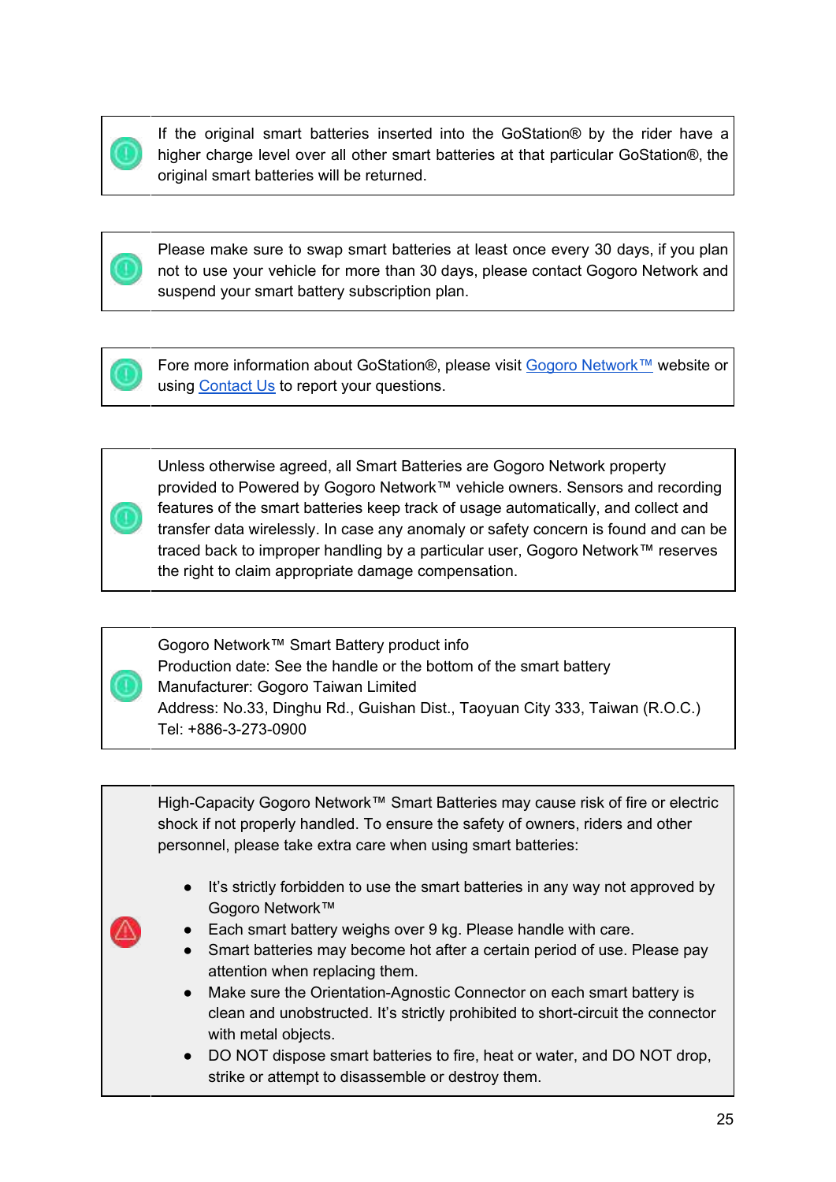> If the original smart batteries inserted into the GoStation® by the rider have a higher charge level over all other smart batteries at that particular GoStation®, the original smart batteries will be returned.

> Please make sure to swap smart batteries at least once every 30 days, if you plan not to use your vehicle for more than 30 days, please contact Gogoro Network and suspend your smart battery subscription plan.

> Fore more information about GoStation®, please visit Gogoro Network™ website or using Contact Us to report your questions.

> Unless otherwise agreed, all Smart Batteries are Gogoro Network property provided to Powered by Gogoro Network™ vehicle owners. Sensors and recording features of the smart batteries keep track of usage automatically, and collect and transfer data wirelessly. In case any anomaly or safety concern is found and can be traced back to improper handling by a particular user, Gogoro Network™ reserves the right to claim appropriate damage compensation.

> Gogoro Network™ Smart Battery product info
> Production date: See the handle or the bottom of the smart battery
> Manufacturer: Gogoro Taiwan Limited
> Address: No.33, Dinghu Rd., Guishan Dist., Taoyuan City 333, Taiwan (R.O.C.)
> Tel: +886-3-273-0900

> High-Capacity Gogoro Network™ Smart Batteries may cause risk of fire or electric shock if not properly handled. To ensure the safety of owners, riders and other personnel, please take extra care when using smart batteries:
>
> - It's strictly forbidden to use the smart batteries in any way not approved by Gogoro Network™
> - Each smart battery weighs over 9 kg. Please handle with care.
> - Smart batteries may become hot after a certain period of use. Please pay attention when replacing them.
> - Make sure the Orientation-Agnostic Connector on each smart battery is clean and unobstructed. It's strictly prohibited to short-circuit the connector with metal objects.
> - DO NOT dispose smart batteries to fire, heat or water, and DO NOT drop, strike or attempt to disassemble or destroy them.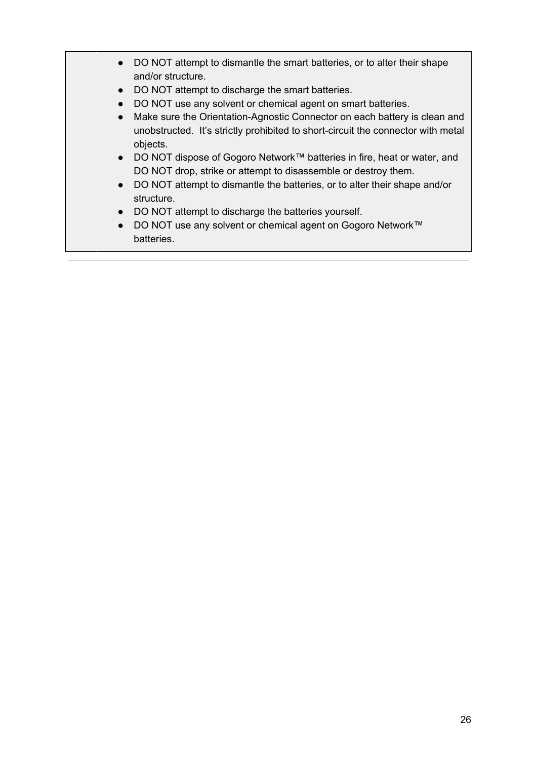- DO NOT attempt to dismantle the smart batteries, or to alter their shape and/or structure.
- DO NOT attempt to discharge the smart batteries.
- DO NOT use any solvent or chemical agent on smart batteries.
- Make sure the Orientation-Agnostic Connector on each battery is clean and unobstructed. It's strictly prohibited to short-circuit the connector with metal objects.
- DO NOT dispose of Gogoro Network™ batteries in fire, heat or water, and DO NOT drop, strike or attempt to disassemble or destroy them.
- DO NOT attempt to dismantle the batteries, or to alter their shape and/or structure.
- DO NOT attempt to discharge the batteries yourself.
- DO NOT use any solvent or chemical agent on Gogoro Network™ batteries.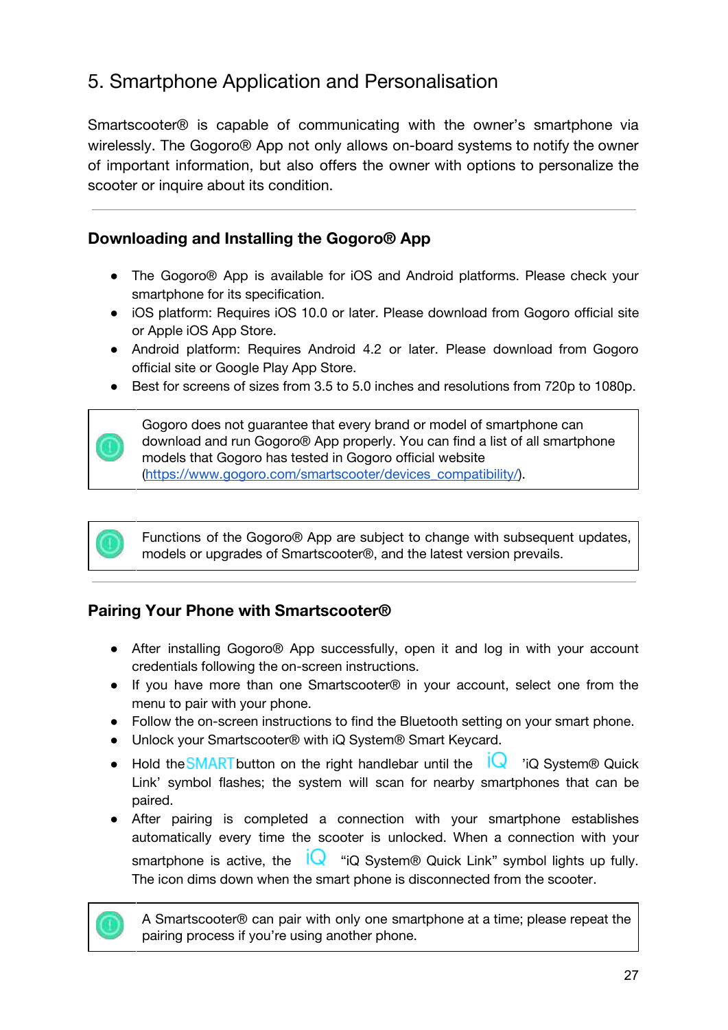# 5. Smartphone Application and Personalisation

Smartscooter® is capable of communicating with the owner's smartphone via wirelessly. The Gogoro® App not only allows on-board systems to notify the owner of important information, but also offers the owner with options to personalize the scooter or inquire about its condition.

---

## Downloading and Installing the Gogoro® App

- The Gogoro® App is available for iOS and Android platforms. Please check your smartphone for its specification.
- iOS platform: Requires iOS 10.0 or later. Please download from Gogoro official site or Apple iOS App Store.
- Android platform: Requires Android 4.2 or later. Please download from Gogoro official site or Google Play App Store.
- Best for screens of sizes from 3.5 to 5.0 inches and resolutions from 720p to 1080p.

> Gogoro does not guarantee that every brand or model of smartphone can download and run Gogoro® App properly. You can find a list of all smartphone models that Gogoro has tested in Gogoro official website (https://www.gogoro.com/smartscooter/devices_compatibility/).

> Functions of the Gogoro® App are subject to change with subsequent updates, models or upgrades of Smartscooter®, and the latest version prevails.

---

## Pairing Your Phone with Smartscooter®

- After installing Gogoro® App successfully, open it and log in with your account credentials following the on-screen instructions.
- If you have more than one Smartscooter® in your account, select one from the menu to pair with your phone.
- Follow the on-screen instructions to find the Bluetooth setting on your smart phone.
- Unlock your Smartscooter® with iQ System® Smart Keycard.
- Hold the SMART button on the right handlebar until the iQ 'iQ System® Quick Link' symbol flashes; the system will scan for nearby smartphones that can be paired.
- After pairing is completed a connection with your smartphone establishes automatically every time the scooter is unlocked. When a connection with your smartphone is active, the iQ "iQ System® Quick Link" symbol lights up fully. The icon dims down when the smart phone is disconnected from the scooter.

> A Smartscooter® can pair with only one smartphone at a time; please repeat the pairing process if you're using another phone.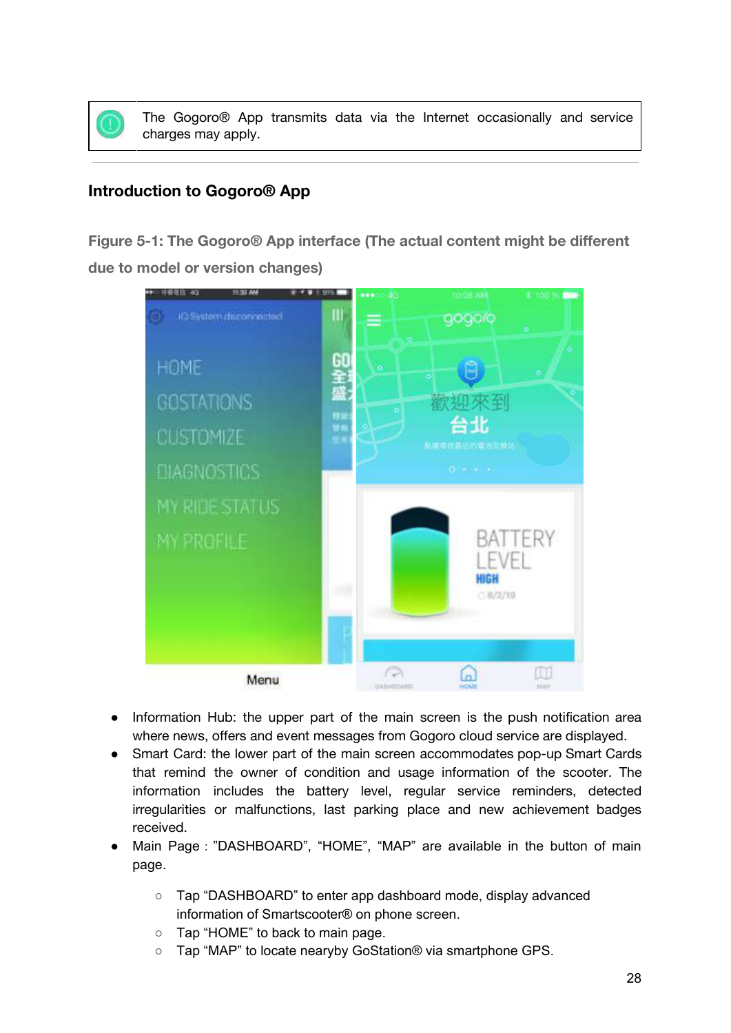> The Gogoro® App transmits data via the Internet occasionally and service charges may apply.

---

## Introduction to Gogoro® App

**Figure 5-1: The Gogoro® App interface (The actual content might be different due to model or version changes)**

- Information Hub: the upper part of the main screen is the push notification area where news, offers and event messages from Gogoro cloud service are displayed.
- Smart Card: the lower part of the main screen accommodates pop-up Smart Cards that remind the owner of condition and usage information of the scooter. The information includes the battery level, regular service reminders, detected irregularities or malfunctions, last parking place and new achievement badges received.
- Main Page：”DASHBOARD”, “HOME”, “MAP” are available in the button of main page.
  - Tap “DASHBOARD” to enter app dashboard mode, display advanced information of Smartscooter® on phone screen.
  - Tap “HOME” to back to main page.
  - Tap “MAP” to locate nearyby GoStation® via smartphone GPS.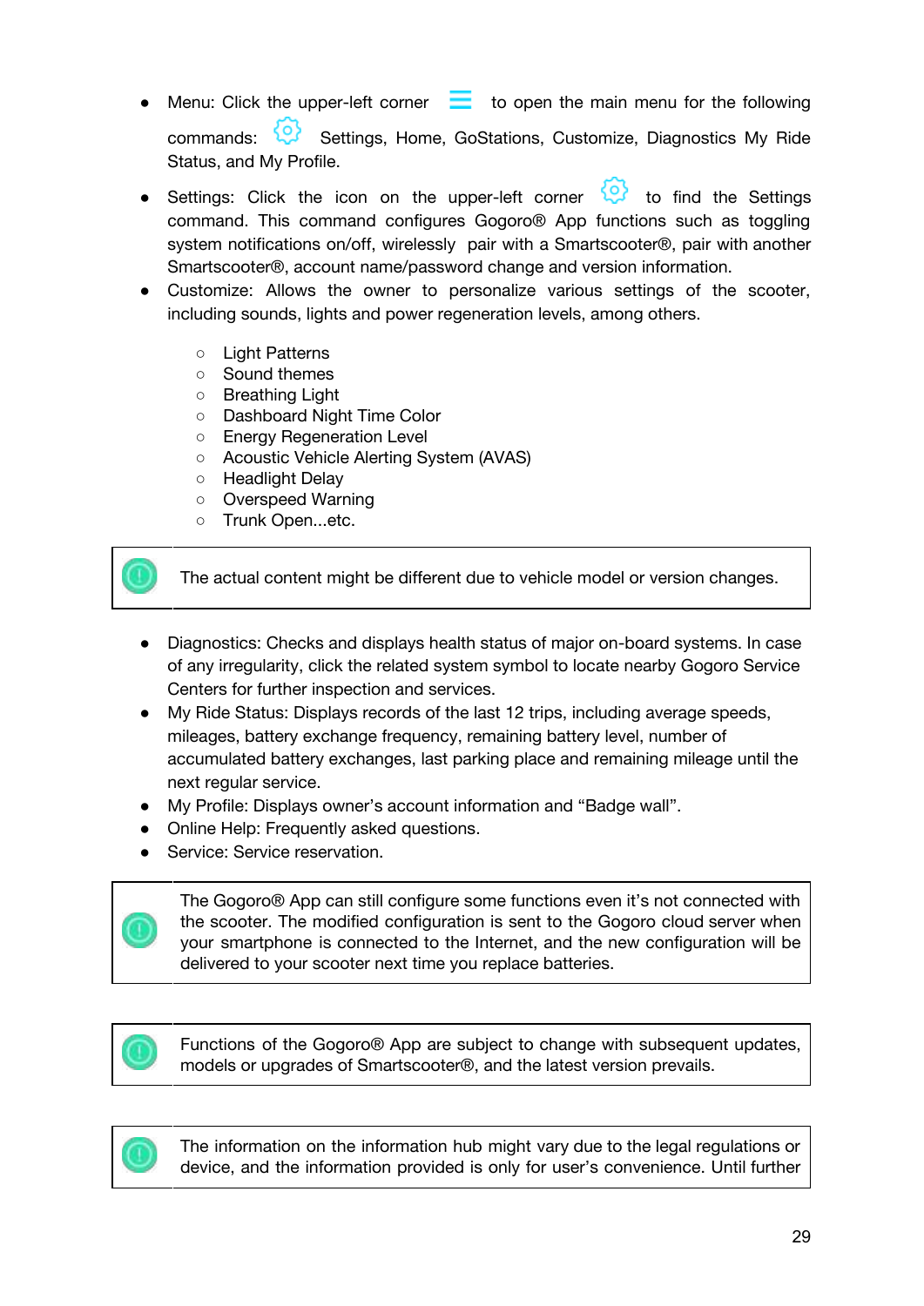- Menu: Click the upper-left corner ☰ to open the main menu for the following commands: ⚙ Settings, Home, GoStations, Customize, Diagnostics My Ride Status, and My Profile.
- Settings: Click the icon on the upper-left corner ⚙ to find the Settings command. This command configures Gogoro® App functions such as toggling system notifications on/off, wirelessly pair with a Smartscooter®, pair with another Smartscooter®, account name/password change and version information.
- Customize: Allows the owner to personalize various settings of the scooter, including sounds, lights and power regeneration levels, among others.
    - Light Patterns
    - Sound themes
    - Breathing Light
    - Dashboard Night Time Color
    - Energy Regeneration Level
    - Acoustic Vehicle Alerting System (AVAS)
    - Headlight Delay
    - Overspeed Warning
    - Trunk Open...etc.

> The actual content might be different due to vehicle model or version changes.

- Diagnostics: Checks and displays health status of major on-board systems. In case of any irregularity, click the related system symbol to locate nearby Gogoro Service Centers for further inspection and services.
- My Ride Status: Displays records of the last 12 trips, including average speeds, mileages, battery exchange frequency, remaining battery level, number of accumulated battery exchanges, last parking place and remaining mileage until the next regular service.
- My Profile: Displays owner's account information and "Badge wall".
- Online Help: Frequently asked questions.
- Service: Service reservation.

> The Gogoro® App can still configure some functions even it's not connected with the scooter. The modified configuration is sent to the Gogoro cloud server when your smartphone is connected to the Internet, and the new configuration will be delivered to your scooter next time you replace batteries.

> Functions of the Gogoro® App are subject to change with subsequent updates, models or upgrades of Smartscooter®, and the latest version prevails.

> The information on the information hub might vary due to the legal regulations or device, and the information provided is only for user's convenience. Until further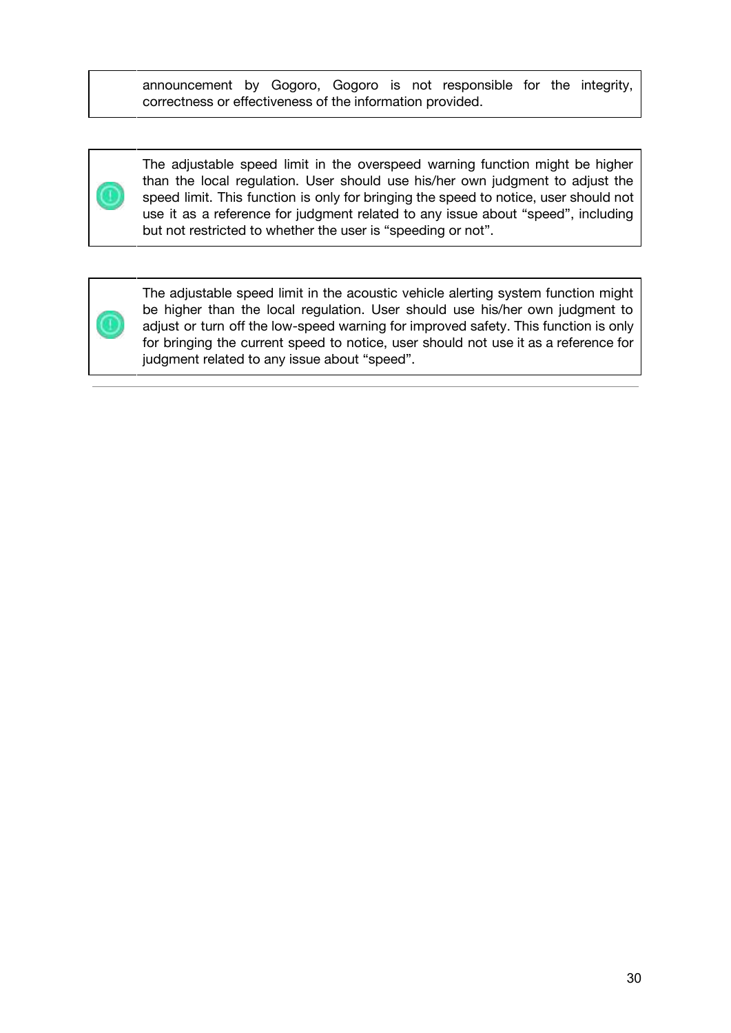announcement by Gogoro, Gogoro is not responsible for the integrity, correctness or effectiveness of the information provided.

The adjustable speed limit in the overspeed warning function might be higher than the local regulation. User should use his/her own judgment to adjust the speed limit. This function is only for bringing the speed to notice, user should not use it as a reference for judgment related to any issue about “speed”, including but not restricted to whether the user is “speeding or not”.

The adjustable speed limit in the acoustic vehicle alerting system function might be higher than the local regulation. User should use his/her own judgment to adjust or turn off the low-speed warning for improved safety. This function is only for bringing the current speed to notice, user should not use it as a reference for judgment related to any issue about “speed”.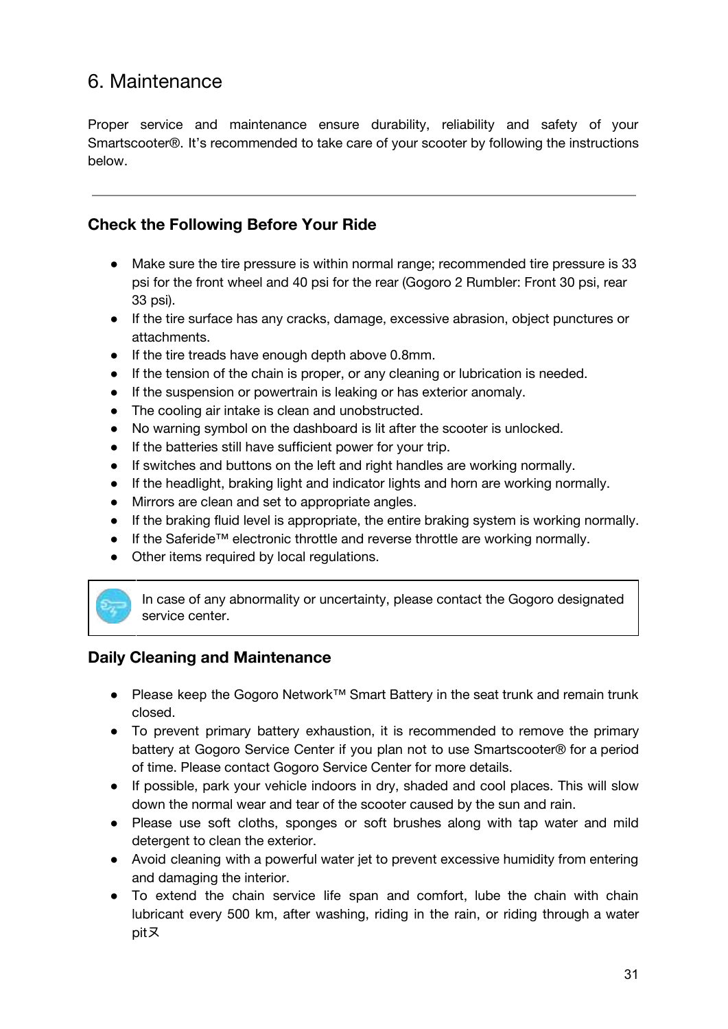# 6. Maintenance

Proper service and maintenance ensure durability, reliability and safety of your Smartscooter®. It's recommended to take care of your scooter by following the instructions below.

---

### Check the Following Before Your Ride

- Make sure the tire pressure is within normal range; recommended tire pressure is 33 psi for the front wheel and 40 psi for the rear (Gogoro 2 Rumbler: Front 30 psi, rear 33 psi).
- If the tire surface has any cracks, damage, excessive abrasion, object punctures or attachments.
- If the tire treads have enough depth above 0.8mm.
- If the tension of the chain is proper, or any cleaning or lubrication is needed.
- If the suspension or powertrain is leaking or has exterior anomaly.
- The cooling air intake is clean and unobstructed.
- No warning symbol on the dashboard is lit after the scooter is unlocked.
- If the batteries still have sufficient power for your trip.
- If switches and buttons on the left and right handles are working normally.
- If the headlight, braking light and indicator lights and horn are working normally.
- Mirrors are clean and set to appropriate angles.
- If the braking fluid level is appropriate, the entire braking system is working normally.
- If the Saferide™ electronic throttle and reverse throttle are working normally.
- Other items required by local regulations.

In case of any abnormality or uncertainty, please contact the Gogoro designated service center.

### Daily Cleaning and Maintenance

- Please keep the Gogoro Network™ Smart Battery in the seat trunk and remain trunk closed.
- To prevent primary battery exhaustion, it is recommended to remove the primary battery at Gogoro Service Center if you plan not to use Smartscooter® for a period of time. Please contact Gogoro Service Center for more details.
- If possible, park your vehicle indoors in dry, shaded and cool places. This will slow down the normal wear and tear of the scooter caused by the sun and rain.
- Please use soft cloths, sponges or soft brushes along with tap water and mild detergent to clean the exterior.
- Avoid cleaning with a powerful water jet to prevent excessive humidity from entering and damaging the interior.
- To extend the chain service life span and comfort, lube the chain with chain lubricant every 500 km, after washing, riding in the rain, or riding through a water pitㄡ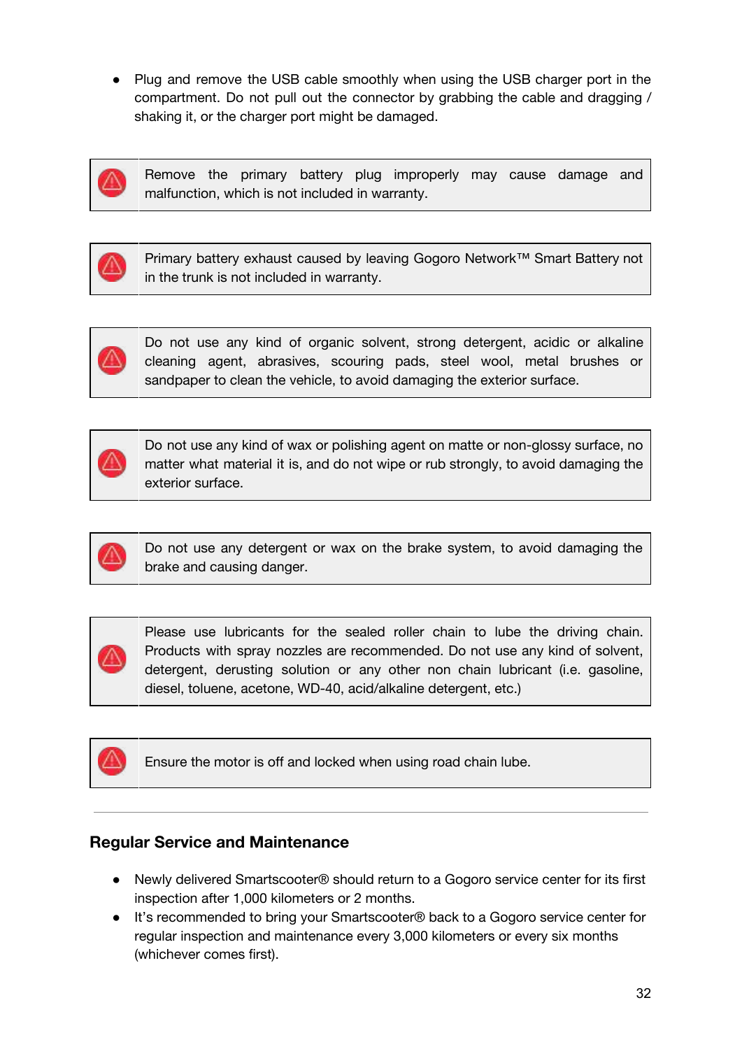- Plug and remove the USB cable smoothly when using the USB charger port in the compartment. Do not pull out the connector by grabbing the cable and dragging / shaking it, or the charger port might be damaged.

> ⚠ Remove the primary battery plug improperly may cause damage and malfunction, which is not included in warranty.

> ⚠ Primary battery exhaust caused by leaving Gogoro Network™ Smart Battery not in the trunk is not included in warranty.

> ⚠ Do not use any kind of organic solvent, strong detergent, acidic or alkaline cleaning agent, abrasives, scouring pads, steel wool, metal brushes or sandpaper to clean the vehicle, to avoid damaging the exterior surface.

> ⚠ Do not use any kind of wax or polishing agent on matte or non-glossy surface, no matter what material it is, and do not wipe or rub strongly, to avoid damaging the exterior surface.

> ⚠ Do not use any detergent or wax on the brake system, to avoid damaging the brake and causing danger.

> ⚠ Please use lubricants for the sealed roller chain to lube the driving chain. Products with spray nozzles are recommended. Do not use any kind of solvent, detergent, derusting solution or any other non chain lubricant (i.e. gasoline, diesel, toluene, acetone, WD-40, acid/alkaline detergent, etc.)

> ⚠ Ensure the motor is off and locked when using road chain lube.

---

### Regular Service and Maintenance

- Newly delivered Smartscooter® should return to a Gogoro service center for its first inspection after 1,000 kilometers or 2 months.
- It's recommended to bring your Smartscooter® back to a Gogoro service center for regular inspection and maintenance every 3,000 kilometers or every six months (whichever comes first).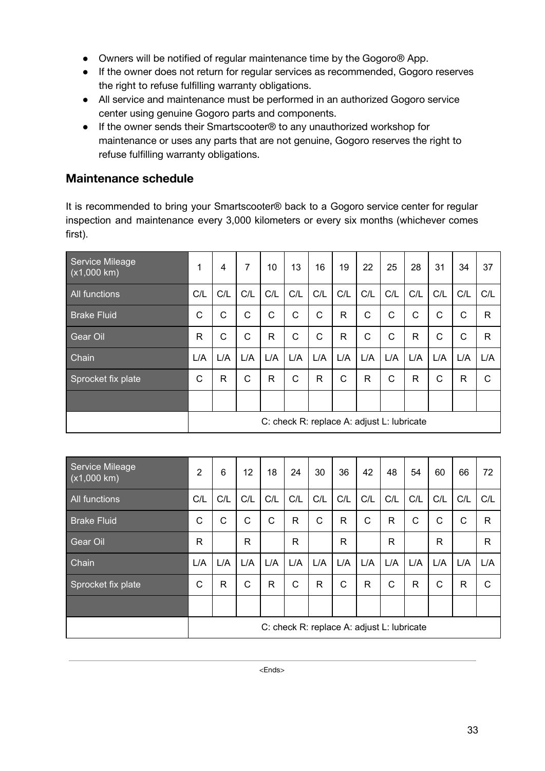- Owners will be notified of regular maintenance time by the Gogoro® App.
- If the owner does not return for regular services as recommended, Gogoro reserves the right to refuse fulfilling warranty obligations.
- All service and maintenance must be performed in an authorized Gogoro service center using genuine Gogoro parts and components.
- If the owner sends their Smartscooter® to any unauthorized workshop for maintenance or uses any parts that are not genuine, Gogoro reserves the right to refuse fulfilling warranty obligations.

## Maintenance schedule

It is recommended to bring your Smartscooter® back to a Gogoro service center for regular inspection and maintenance every 3,000 kilometers or every six months (whichever comes first).

| Service Mileage (x1,000 km) | 1 | 4 | 7 | 10 | 13 | 16 | 19 | 22 | 25 | 28 | 31 | 34 | 37 |
|---|---|---|---|---|---|---|---|---|---|---|---|---|---|
| All functions | C/L | C/L | C/L | C/L | C/L | C/L | C/L | C/L | C/L | C/L | C/L | C/L | C/L |
| Brake Fluid | C | C | C | C | C | C | R | C | C | C | C | C | R |
| Gear Oil | R | C | C | R | C | C | R | C | C | R | C | C | R |
| Chain | L/A | L/A | L/A | L/A | L/A | L/A | L/A | L/A | L/A | L/A | L/A | L/A | L/A |
| Sprocket fix plate | C | R | C | R | C | R | C | R | C | R | C | R | C |
| | | | | | | | | | | | | | |
| | C: check R: replace A: adjust L: lubricate | | | | | | | | | | | | |

| Service Mileage (x1,000 km) | 2 | 6 | 12 | 18 | 24 | 30 | 36 | 42 | 48 | 54 | 60 | 66 | 72 |
|---|---|---|---|---|---|---|---|---|---|---|---|---|---|
| All functions | C/L | C/L | C/L | C/L | C/L | C/L | C/L | C/L | C/L | C/L | C/L | C/L | C/L |
| Brake Fluid | C | C | C | C | R | C | R | C | R | C | C | C | R |
| Gear Oil | R | | R | | R | | R | | R | | R | | R |
| Chain | L/A | L/A | L/A | L/A | L/A | L/A | L/A | L/A | L/A | L/A | L/A | L/A | L/A |
| Sprocket fix plate | C | R | C | R | C | R | C | R | C | R | C | R | C |
| | | | | | | | | | | | | | |
| | C: check R: replace A: adjust L: lubricate | | | | | | | | | | | | |

<Ends>